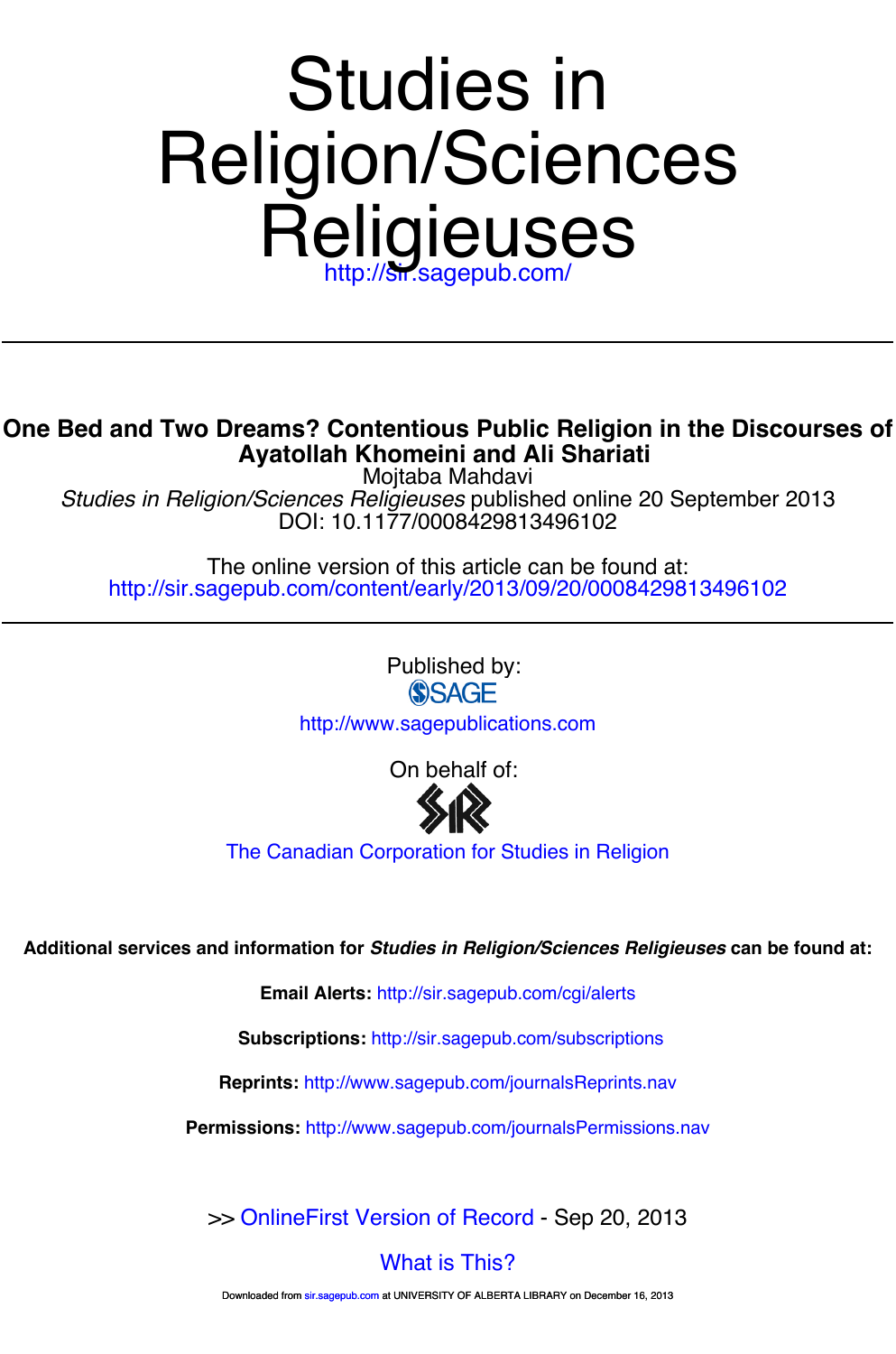# Studies in Religion/Sciences Religieuses

http://sir.sagepub.com/

---

## One Bed and Two Dreams? Contentious Public Religion in the Discourses of Ayatollah Khomeini and Ali Shariati

Mojtaba Mahdavi

*Studies in Religion/Sciences Religieuses* published online 20 September 2013

DOI: 10.1177/0008429813496102

The online version of this article can be found at:
http://sir.sagepub.com/content/early/2013/09/20/0008429813496102

---

Published by:

SAGE

http://www.sagepublications.com

On behalf of:

SIR

The Canadian Corporation for Studies in Religion

**Additional services and information for *Studies in Religion/Sciences Religieuses* can be found at:**

**Email Alerts:** http://sir.sagepub.com/cgi/alerts

**Subscriptions:** http://sir.sagepub.com/subscriptions

**Reprints:** http://www.sagepub.com/journalsReprints.nav

**Permissions:** http://www.sagepub.com/journalsPermissions.nav

>> OnlineFirst Version of Record - Sep 20, 2013

What is This?

Downloaded from sir.sagepub.com at UNIVERSITY OF ALBERTA LIBRARY on December 16, 2013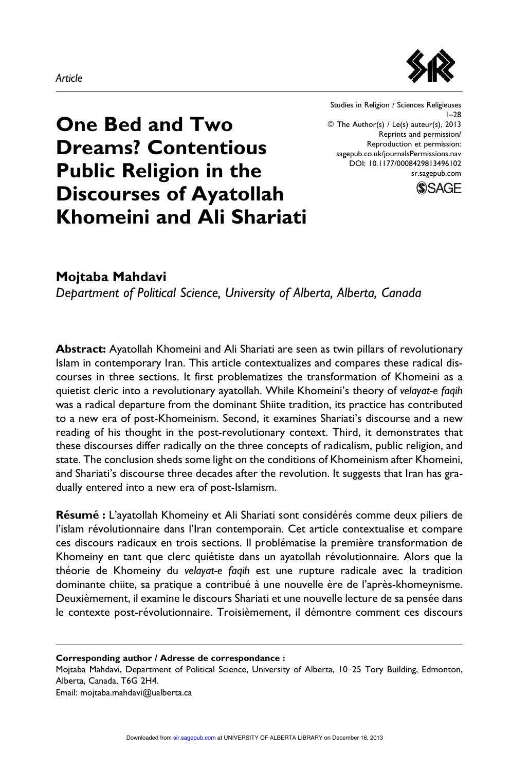Article

# One Bed and Two Dreams? Contentious Public Religion in the Discourses of Ayatollah Khomeini and Ali Shariati

Studies in Religion / Sciences Religieuses
1–28
© The Author(s) / Le(s) auteur(s), 2013
Reprints and permission/
Reproduction et permission:
sagepub.co.uk/journalsPermissions.nav
DOI: 10.1177/0008429813496102
sr.sagepub.com

**Mojtaba Mahdavi**
*Department of Political Science, University of Alberta, Alberta, Canada*

**Abstract:** Ayatollah Khomeini and Ali Shariati are seen as twin pillars of revolutionary Islam in contemporary Iran. This article contextualizes and compares these radical discourses in three sections. It first problematizes the transformation of Khomeini as a quietist cleric into a revolutionary ayatollah. While Khomeini's theory of *velayat-e faqih* was a radical departure from the dominant Shiite tradition, its practice has contributed to a new era of post-Khomeinism. Second, it examines Shariati's discourse and a new reading of his thought in the post-revolutionary context. Third, it demonstrates that these discourses differ radically on the three concepts of radicalism, public religion, and state. The conclusion sheds some light on the conditions of Khomeinism after Khomeini, and Shariati's discourse three decades after the revolution. It suggests that Iran has gradually entered into a new era of post-Islamism.

**Résumé :** L'ayatollah Khomeiny et Ali Shariati sont considérés comme deux piliers de l'islam révolutionnaire dans l'Iran contemporain. Cet article contextualise et compare ces discours radicaux en trois sections. Il problématise la première transformation de Khomeiny en tant que clerc quiétiste dans un ayatollah révolutionnaire. Alors que la théorie de Khomeiny du *velayat-e faqih* est une rupture radicale avec la tradition dominante chiite, sa pratique a contribué à une nouvelle ère de l'après-khomeynisme. Deuxièmement, il examine le discours Shariati et une nouvelle lecture de sa pensée dans le contexte post-révolutionnaire. Troisièmement, il démontre comment ces discours

---

**Corresponding author / Adresse de correspondance :**
Mojtaba Mahdavi, Department of Political Science, University of Alberta, 10–25 Tory Building, Edmonton, Alberta, Canada, T6G 2H4.
Email: mojtaba.mahdavi@ualberta.ca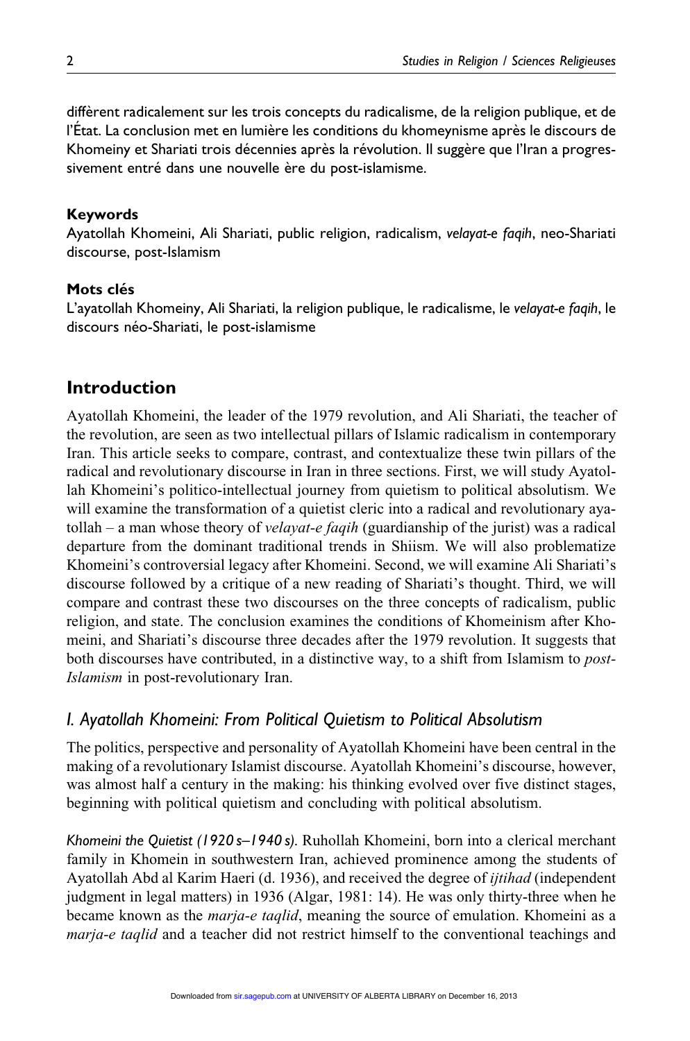diffèrent radicalement sur les trois concepts du radicalisme, de la religion publique, et de l'État. La conclusion met en lumière les conditions du khomeynisme après le discours de Khomeiny et Shariati trois décennies après la révolution. Il suggère que l'Iran a progressivement entré dans une nouvelle ère du post-islamisme.

### Keywords

Ayatollah Khomeini, Ali Shariati, public religion, radicalism, *velayat-e faqih*, neo-Shariati discourse, post-Islamism

### Mots clés

L'ayatollah Khomeiny, Ali Shariati, la religion publique, le radicalisme, le *velayat-e faqih*, le discours néo-Shariati, le post-islamisme

## Introduction

Ayatollah Khomeini, the leader of the 1979 revolution, and Ali Shariati, the teacher of the revolution, are seen as two intellectual pillars of Islamic radicalism in contemporary Iran. This article seeks to compare, contrast, and contextualize these twin pillars of the radical and revolutionary discourse in Iran in three sections. First, we will study Ayatollah Khomeini's politico-intellectual journey from quietism to political absolutism. We will examine the transformation of a quietist cleric into a radical and revolutionary ayatollah – a man whose theory of *velayat-e faqih* (guardianship of the jurist) was a radical departure from the dominant traditional trends in Shiism. We will also problematize Khomeini's controversial legacy after Khomeini. Second, we will examine Ali Shariati's discourse followed by a critique of a new reading of Shariati's thought. Third, we will compare and contrast these two discourses on the three concepts of radicalism, public religion, and state. The conclusion examines the conditions of Khomeinism after Khomeini, and Shariati's discourse three decades after the 1979 revolution. It suggests that both discourses have contributed, in a distinctive way, to a shift from Islamism to *post-Islamism* in post-revolutionary Iran.

### I. Ayatollah Khomeini: From Political Quietism to Political Absolutism

The politics, perspective and personality of Ayatollah Khomeini have been central in the making of a revolutionary Islamist discourse. Ayatollah Khomeini's discourse, however, was almost half a century in the making: his thinking evolved over five distinct stages, beginning with political quietism and concluding with political absolutism.

*Khomeini the Quietist (1920s–1940s).* Ruhollah Khomeini, born into a clerical merchant family in Khomein in southwestern Iran, achieved prominence among the students of Ayatollah Abd al Karim Haeri (d. 1936), and received the degree of *ijtihad* (independent judgment in legal matters) in 1936 (Algar, 1981: 14). He was only thirty-three when he became known as the *marja-e taqlid*, meaning the source of emulation. Khomeini as a *marja-e taqlid* and a teacher did not restrict himself to the conventional teachings and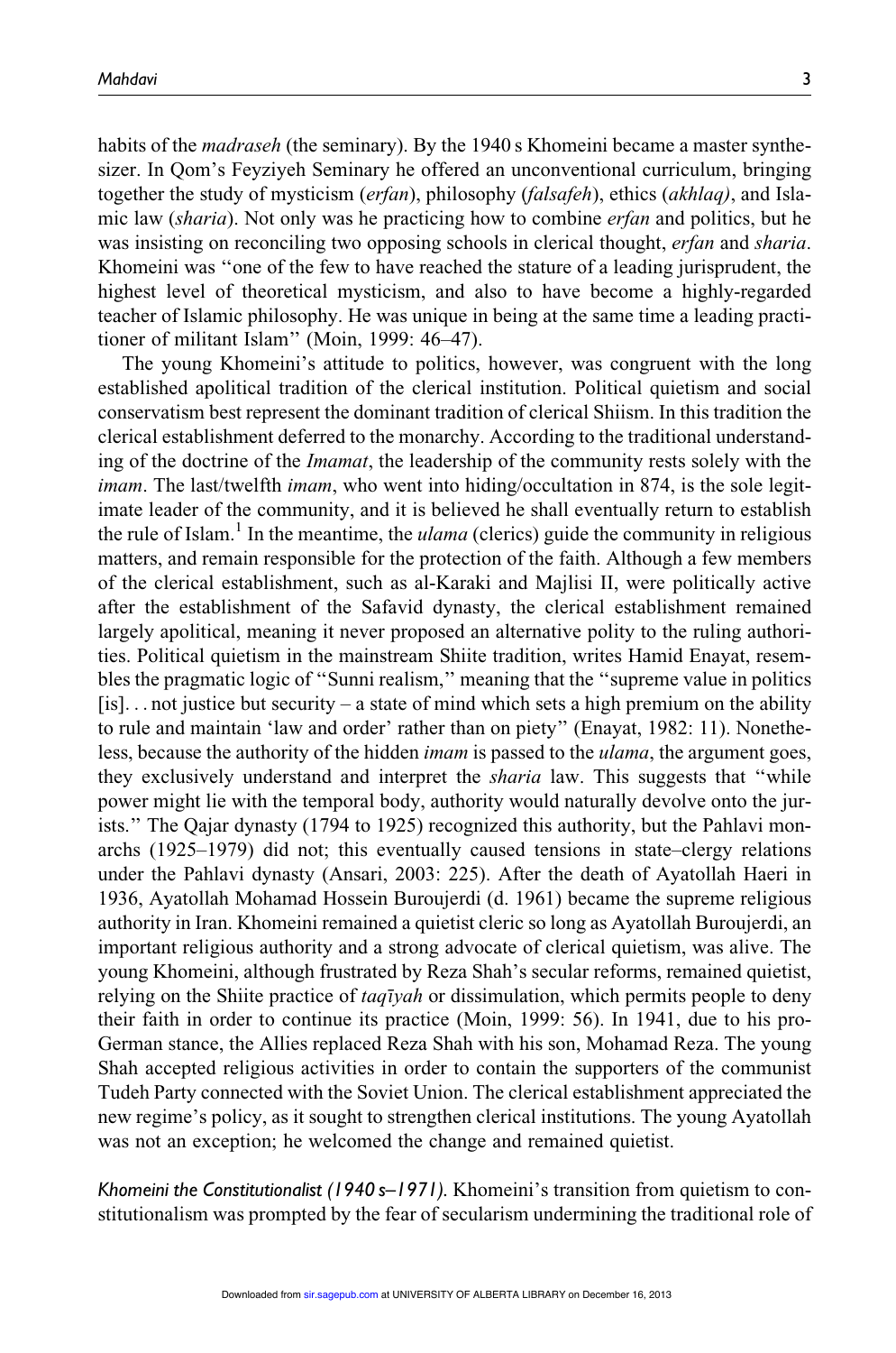habits of the *madraseh* (the seminary). By the 1940 s Khomeini became a master synthesizer. In Qom's Feyziyeh Seminary he offered an unconventional curriculum, bringing together the study of mysticism (*erfan*), philosophy (*falsafeh*), ethics (*akhlaq)*, and Islamic law (*sharia*). Not only was he practicing how to combine *erfan* and politics, but he was insisting on reconciling two opposing schools in clerical thought, *erfan* and *sharia*. Khomeini was ''one of the few to have reached the stature of a leading jurisprudent, the highest level of theoretical mysticism, and also to have become a highly-regarded teacher of Islamic philosophy. He was unique in being at the same time a leading practitioner of militant Islam'' (Moin, 1999: 46–47).

The young Khomeini's attitude to politics, however, was congruent with the long established apolitical tradition of the clerical institution. Political quietism and social conservatism best represent the dominant tradition of clerical Shiism. In this tradition the clerical establishment deferred to the monarchy. According to the traditional understanding of the doctrine of the *Imamat*, the leadership of the community rests solely with the *imam*. The last/twelfth *imam*, who went into hiding/occultation in 874, is the sole legitimate leader of the community, and it is believed he shall eventually return to establish the rule of Islam.[1] In the meantime, the *ulama* (clerics) guide the community in religious matters, and remain responsible for the protection of the faith. Although a few members of the clerical establishment, such as al-Karaki and Majlisi II, were politically active after the establishment of the Safavid dynasty, the clerical establishment remained largely apolitical, meaning it never proposed an alternative polity to the ruling authorities. Political quietism in the mainstream Shiite tradition, writes Hamid Enayat, resembles the pragmatic logic of ''Sunni realism,'' meaning that the ''supreme value in politics [is]. . . not justice but security – a state of mind which sets a high premium on the ability to rule and maintain 'law and order' rather than on piety'' (Enayat, 1982: 11). Nonetheless, because the authority of the hidden *imam* is passed to the *ulama*, the argument goes, they exclusively understand and interpret the *sharia* law. This suggests that ''while power might lie with the temporal body, authority would naturally devolve onto the jurists.'' The Qajar dynasty (1794 to 1925) recognized this authority, but the Pahlavi monarchs (1925–1979) did not; this eventually caused tensions in state–clergy relations under the Pahlavi dynasty (Ansari, 2003: 225). After the death of Ayatollah Haeri in 1936, Ayatollah Mohamad Hossein Buroujerdi (d. 1961) became the supreme religious authority in Iran. Khomeini remained a quietist cleric so long as Ayatollah Buroujerdi, an important religious authority and a strong advocate of clerical quietism, was alive. The young Khomeini, although frustrated by Reza Shah's secular reforms, remained quietist, relying on the Shiite practice of *taqīyah* or dissimulation, which permits people to deny their faith in order to continue its practice (Moin, 1999: 56). In 1941, due to his pro-German stance, the Allies replaced Reza Shah with his son, Mohamad Reza. The young Shah accepted religious activities in order to contain the supporters of the communist Tudeh Party connected with the Soviet Union. The clerical establishment appreciated the new regime's policy, as it sought to strengthen clerical institutions. The young Ayatollah was not an exception; he welcomed the change and remained quietist.

*Khomeini the Constitutionalist (1940 s–1971).* Khomeini's transition from quietism to constitutionalism was prompted by the fear of secularism undermining the traditional role of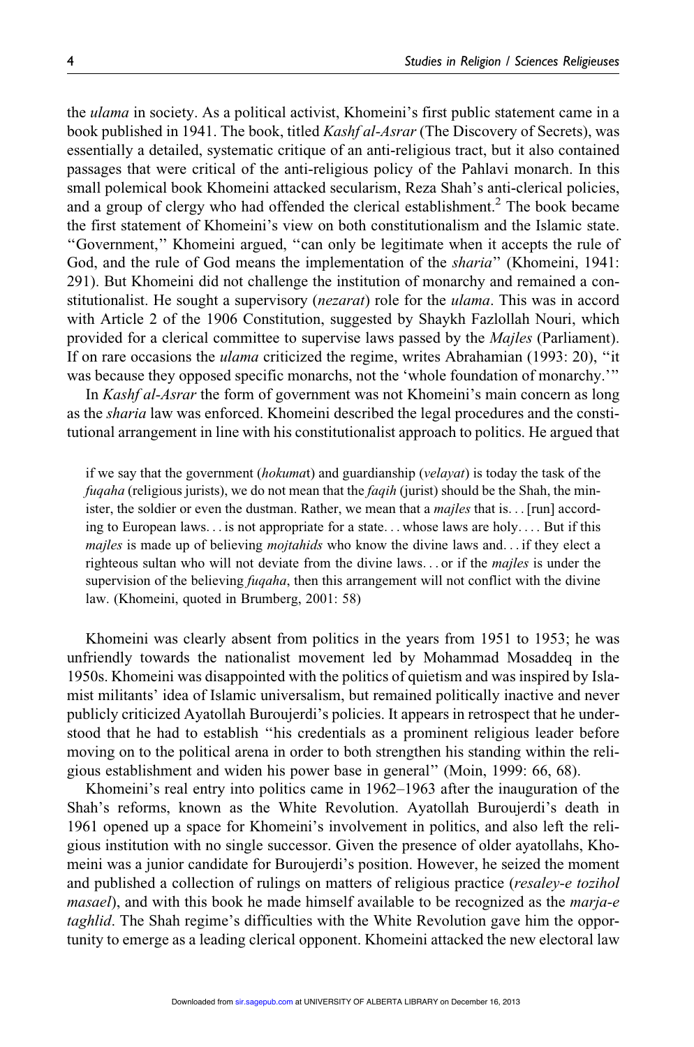the *ulama* in society. As a political activist, Khomeini's first public statement came in a book published in 1941. The book, titled *Kashf al-Asrar* (The Discovery of Secrets), was essentially a detailed, systematic critique of an anti-religious tract, but it also contained passages that were critical of the anti-religious policy of the Pahlavi monarch. In this small polemical book Khomeini attacked secularism, Reza Shah's anti-clerical policies, and a group of clergy who had offended the clerical establishment.[2] The book became the first statement of Khomeini's view on both constitutionalism and the Islamic state. "Government," Khomeini argued, "can only be legitimate when it accepts the rule of God, and the rule of God means the implementation of the *sharia*" (Khomeini, 1941: 291). But Khomeini did not challenge the institution of monarchy and remained a constitutionalist. He sought a supervisory (*nezarat*) role for the *ulama*. This was in accord with Article 2 of the 1906 Constitution, suggested by Shaykh Fazlollah Nouri, which provided for a clerical committee to supervise laws passed by the *Majles* (Parliament). If on rare occasions the *ulama* criticized the regime, writes Abrahamian (1993: 20), "it was because they opposed specific monarchs, not the 'whole foundation of monarchy.'"

In *Kashf al-Asrar* the form of government was not Khomeini's main concern as long as the *sharia* law was enforced. Khomeini described the legal procedures and the constitutional arrangement in line with his constitutionalist approach to politics. He argued that

> if we say that the government (*hokumat*) and guardianship (*velayat*) is today the task of the *fuqaha* (religious jurists), we do not mean that the *faqih* (jurist) should be the Shah, the minister, the soldier or even the dustman. Rather, we mean that a *majles* that is... [run] according to European laws... is not appropriate for a state... whose laws are holy.... But if this *majles* is made up of believing *mojtahids* who know the divine laws and... if they elect a righteous sultan who will not deviate from the divine laws... or if the *majles* is under the supervision of the believing *fuqaha*, then this arrangement will not conflict with the divine law. (Khomeini, quoted in Brumberg, 2001: 58)

Khomeini was clearly absent from politics in the years from 1951 to 1953; he was unfriendly towards the nationalist movement led by Mohammad Mosaddeq in the 1950s. Khomeini was disappointed with the politics of quietism and was inspired by Islamist militants' idea of Islamic universalism, but remained politically inactive and never publicly criticized Ayatollah Buroujerdi's policies. It appears in retrospect that he understood that he had to establish "his credentials as a prominent religious leader before moving on to the political arena in order to both strengthen his standing within the religious establishment and widen his power base in general" (Moin, 1999: 66, 68).

Khomeini's real entry into politics came in 1962–1963 after the inauguration of the Shah's reforms, known as the White Revolution. Ayatollah Buroujerdi's death in 1961 opened up a space for Khomeini's involvement in politics, and also left the religious institution with no single successor. Given the presence of older ayatollahs, Khomeini was a junior candidate for Buroujerdi's position. However, he seized the moment and published a collection of rulings on matters of religious practice (*resaley-e tozihol masael*), and with this book he made himself available to be recognized as the *marja-e taghlid*. The Shah regime's difficulties with the White Revolution gave him the opportunity to emerge as a leading clerical opponent. Khomeini attacked the new electoral law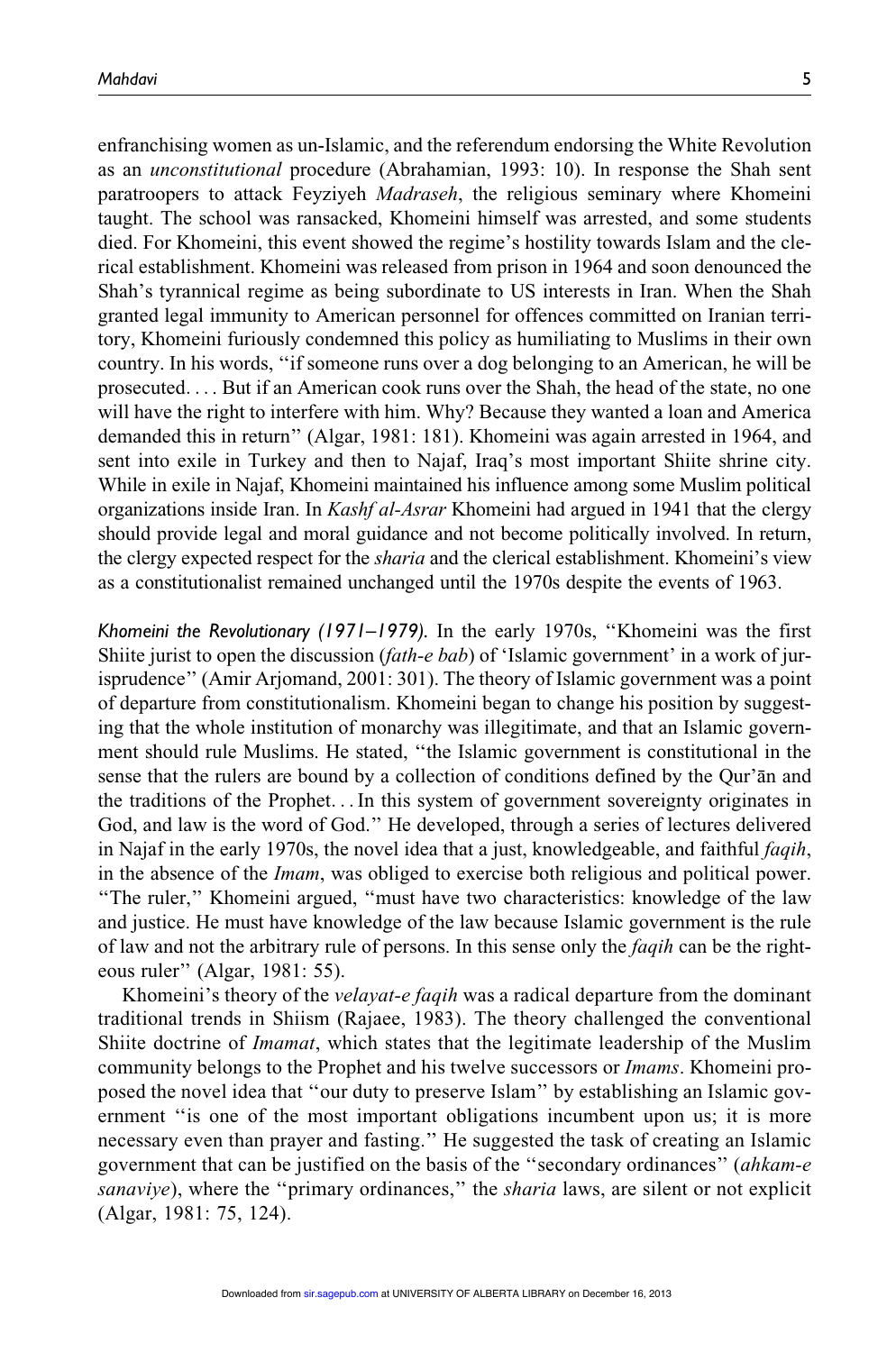enfranchising women as un-Islamic, and the referendum endorsing the White Revolution as an *unconstitutional* procedure (Abrahamian, 1993: 10). In response the Shah sent paratroopers to attack Feyziyeh *Madraseh*, the religious seminary where Khomeini taught. The school was ransacked, Khomeini himself was arrested, and some students died. For Khomeini, this event showed the regime's hostility towards Islam and the clerical establishment. Khomeini was released from prison in 1964 and soon denounced the Shah's tyrannical regime as being subordinate to US interests in Iran. When the Shah granted legal immunity to American personnel for offences committed on Iranian territory, Khomeini furiously condemned this policy as humiliating to Muslims in their own country. In his words, ''if someone runs over a dog belonging to an American, he will be prosecuted. . . . But if an American cook runs over the Shah, the head of the state, no one will have the right to interfere with him. Why? Because they wanted a loan and America demanded this in return'' (Algar, 1981: 181). Khomeini was again arrested in 1964, and sent into exile in Turkey and then to Najaf, Iraq's most important Shiite shrine city. While in exile in Najaf, Khomeini maintained his influence among some Muslim political organizations inside Iran. In *Kashf al-Asrar* Khomeini had argued in 1941 that the clergy should provide legal and moral guidance and not become politically involved. In return, the clergy expected respect for the *sharia* and the clerical establishment. Khomeini's view as a constitutionalist remained unchanged until the 1970s despite the events of 1963.

*Khomeini the Revolutionary (1971–1979).* In the early 1970s, ''Khomeini was the first Shiite jurist to open the discussion (*fath-e bab*) of 'Islamic government' in a work of jurisprudence'' (Amir Arjomand, 2001: 301). The theory of Islamic government was a point of departure from constitutionalism. Khomeini began to change his position by suggesting that the whole institution of monarchy was illegitimate, and that an Islamic government should rule Muslims. He stated, ''the Islamic government is constitutional in the sense that the rulers are bound by a collection of conditions defined by the Qur'ān and the traditions of the Prophet. . . In this system of government sovereignty originates in God, and law is the word of God.'' He developed, through a series of lectures delivered in Najaf in the early 1970s, the novel idea that a just, knowledgeable, and faithful *faqih*, in the absence of the *Imam*, was obliged to exercise both religious and political power. ''The ruler,'' Khomeini argued, ''must have two characteristics: knowledge of the law and justice. He must have knowledge of the law because Islamic government is the rule of law and not the arbitrary rule of persons. In this sense only the *faqih* can be the righteous ruler'' (Algar, 1981: 55).

Khomeini's theory of the *velayat-e faqih* was a radical departure from the dominant traditional trends in Shiism (Rajaee, 1983). The theory challenged the conventional Shiite doctrine of *Imamat*, which states that the legitimate leadership of the Muslim community belongs to the Prophet and his twelve successors or *Imams*. Khomeini proposed the novel idea that ''our duty to preserve Islam'' by establishing an Islamic government ''is one of the most important obligations incumbent upon us; it is more necessary even than prayer and fasting.'' He suggested the task of creating an Islamic government that can be justified on the basis of the ''secondary ordinances'' (*ahkam-e sanaviye*), where the ''primary ordinances,'' the *sharia* laws, are silent or not explicit (Algar, 1981: 75, 124).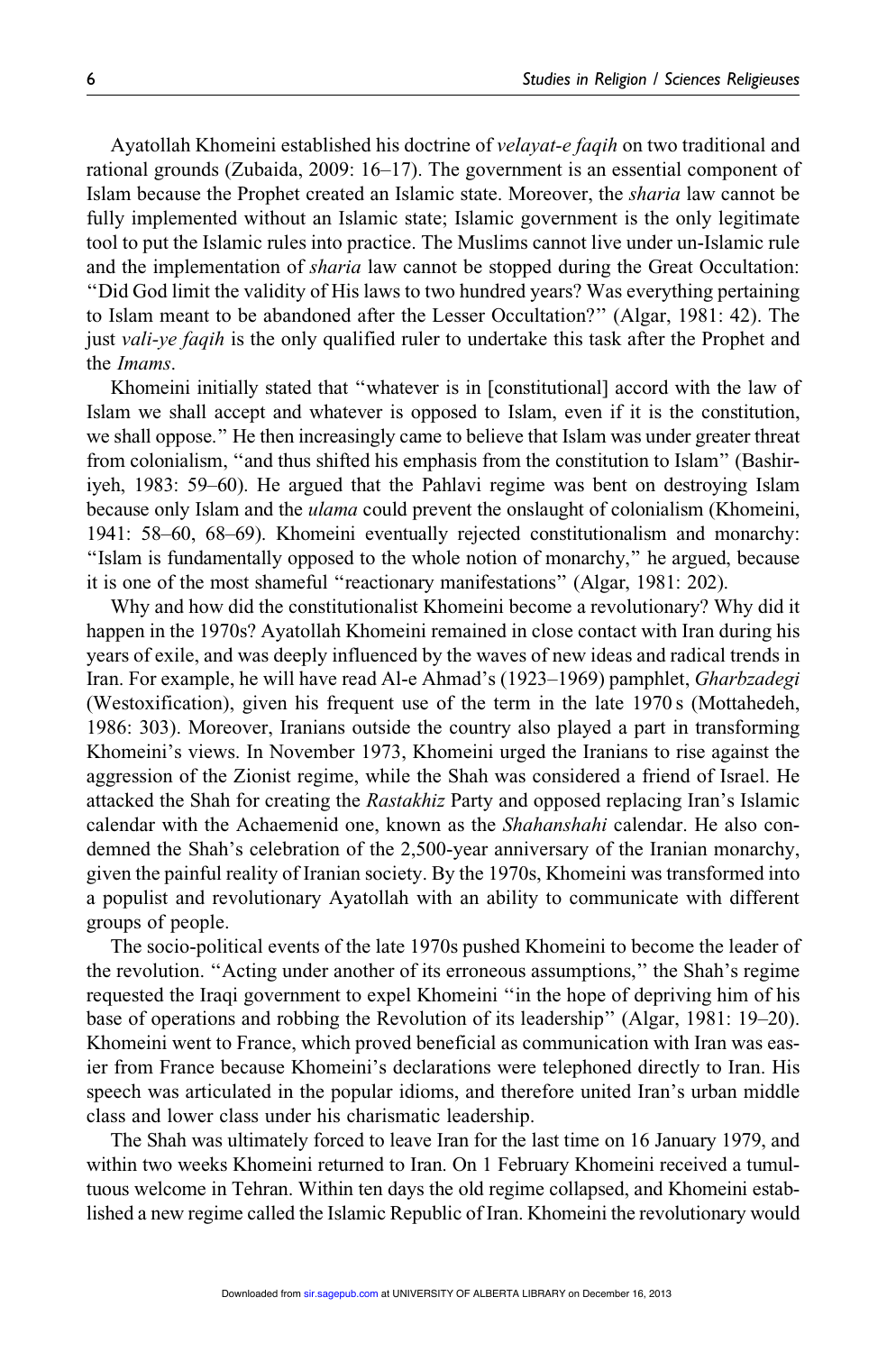Ayatollah Khomeini established his doctrine of *velayat-e faqih* on two traditional and rational grounds (Zubaida, 2009: 16–17). The government is an essential component of Islam because the Prophet created an Islamic state. Moreover, the *sharia* law cannot be fully implemented without an Islamic state; Islamic government is the only legitimate tool to put the Islamic rules into practice. The Muslims cannot live under un-Islamic rule and the implementation of *sharia* law cannot be stopped during the Great Occultation: "Did God limit the validity of His laws to two hundred years? Was everything pertaining to Islam meant to be abandoned after the Lesser Occultation?" (Algar, 1981: 42). The just *vali-ye faqih* is the only qualified ruler to undertake this task after the Prophet and the *Imams*.

Khomeini initially stated that "whatever is in [constitutional] accord with the law of Islam we shall accept and whatever is opposed to Islam, even if it is the constitution, we shall oppose." He then increasingly came to believe that Islam was under greater threat from colonialism, "and thus shifted his emphasis from the constitution to Islam" (Bashiriyeh, 1983: 59–60). He argued that the Pahlavi regime was bent on destroying Islam because only Islam and the *ulama* could prevent the onslaught of colonialism (Khomeini, 1941: 58–60, 68–69). Khomeini eventually rejected constitutionalism and monarchy: "Islam is fundamentally opposed to the whole notion of monarchy," he argued, because it is one of the most shameful "reactionary manifestations" (Algar, 1981: 202).

Why and how did the constitutionalist Khomeini become a revolutionary? Why did it happen in the 1970s? Ayatollah Khomeini remained in close contact with Iran during his years of exile, and was deeply influenced by the waves of new ideas and radical trends in Iran. For example, he will have read Al-e Ahmad's (1923–1969) pamphlet, *Gharbzadegi* (Westoxification), given his frequent use of the term in the late 1970 s (Mottahedeh, 1986: 303). Moreover, Iranians outside the country also played a part in transforming Khomeini's views. In November 1973, Khomeini urged the Iranians to rise against the aggression of the Zionist regime, while the Shah was considered a friend of Israel. He attacked the Shah for creating the *Rastakhiz* Party and opposed replacing Iran's Islamic calendar with the Achaemenid one, known as the *Shahanshahi* calendar. He also condemned the Shah's celebration of the 2,500-year anniversary of the Iranian monarchy, given the painful reality of Iranian society. By the 1970s, Khomeini was transformed into a populist and revolutionary Ayatollah with an ability to communicate with different groups of people.

The socio-political events of the late 1970s pushed Khomeini to become the leader of the revolution. "Acting under another of its erroneous assumptions," the Shah's regime requested the Iraqi government to expel Khomeini "in the hope of depriving him of his base of operations and robbing the Revolution of its leadership" (Algar, 1981: 19–20). Khomeini went to France, which proved beneficial as communication with Iran was easier from France because Khomeini's declarations were telephoned directly to Iran. His speech was articulated in the popular idioms, and therefore united Iran's urban middle class and lower class under his charismatic leadership.

The Shah was ultimately forced to leave Iran for the last time on 16 January 1979, and within two weeks Khomeini returned to Iran. On 1 February Khomeini received a tumultuous welcome in Tehran. Within ten days the old regime collapsed, and Khomeini established a new regime called the Islamic Republic of Iran. Khomeini the revolutionary would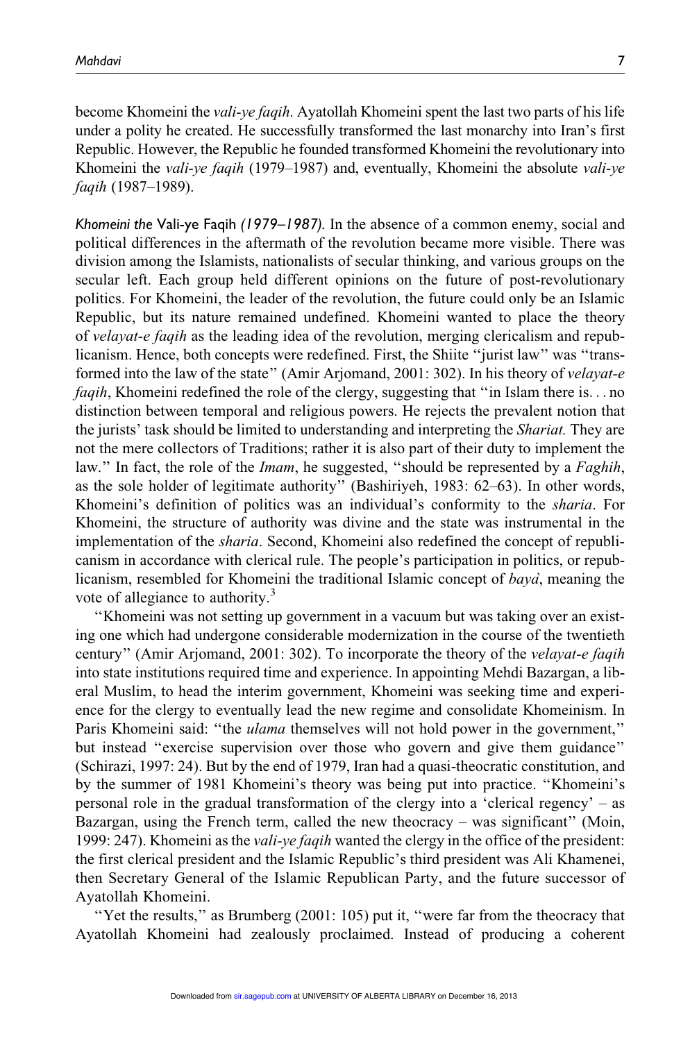become Khomeini the *vali-ye faqih*. Ayatollah Khomeini spent the last two parts of his life under a polity he created. He successfully transformed the last monarchy into Iran's first Republic. However, the Republic he founded transformed Khomeini the revolutionary into Khomeini the *vali-ye faqih* (1979–1987) and, eventually, Khomeini the absolute *vali-ye faqih* (1987–1989).

*Khomeini the* Vali-ye Faqih *(1979–1987).* In the absence of a common enemy, social and political differences in the aftermath of the revolution became more visible. There was division among the Islamists, nationalists of secular thinking, and various groups on the secular left. Each group held different opinions on the future of post-revolutionary politics. For Khomeini, the leader of the revolution, the future could only be an Islamic Republic, but its nature remained undefined. Khomeini wanted to place the theory of *velayat-e faqih* as the leading idea of the revolution, merging clericalism and republicanism. Hence, both concepts were redefined. First, the Shiite ''jurist law'' was ''transformed into the law of the state'' (Amir Arjomand, 2001: 302). In his theory of *velayat-e faqih*, Khomeini redefined the role of the clergy, suggesting that ''in Islam there is... no distinction between temporal and religious powers. He rejects the prevalent notion that the jurists' task should be limited to understanding and interpreting the *Shariat.* They are not the mere collectors of Traditions; rather it is also part of their duty to implement the law.'' In fact, the role of the *Imam*, he suggested, ''should be represented by a *Faghih*, as the sole holder of legitimate authority'' (Bashiriyeh, 1983: 62–63). In other words, Khomeini's definition of politics was an individual's conformity to the *sharia*. For Khomeini, the structure of authority was divine and the state was instrumental in the implementation of the *sharia*. Second, Khomeini also redefined the concept of republicanism in accordance with clerical rule. The people's participation in politics, or republicanism, resembled for Khomeini the traditional Islamic concept of *bayà*, meaning the vote of allegiance to authority.[3]

''Khomeini was not setting up government in a vacuum but was taking over an existing one which had undergone considerable modernization in the course of the twentieth century'' (Amir Arjomand, 2001: 302). To incorporate the theory of the *velayat-e faqih* into state institutions required time and experience. In appointing Mehdi Bazargan, a liberal Muslim, to head the interim government, Khomeini was seeking time and experience for the clergy to eventually lead the new regime and consolidate Khomeinism. In Paris Khomeini said: ''the *ulama* themselves will not hold power in the government,'' but instead ''exercise supervision over those who govern and give them guidance'' (Schirazi, 1997: 24). But by the end of 1979, Iran had a quasi-theocratic constitution, and by the summer of 1981 Khomeini's theory was being put into practice. ''Khomeini's personal role in the gradual transformation of the clergy into a 'clerical regency' – as Bazargan, using the French term, called the new theocracy – was significant'' (Moin, 1999: 247). Khomeini as the *vali-ye faqih* wanted the clergy in the office of the president: the first clerical president and the Islamic Republic's third president was Ali Khamenei, then Secretary General of the Islamic Republican Party, and the future successor of Ayatollah Khomeini.

''Yet the results,'' as Brumberg (2001: 105) put it, ''were far from the theocracy that Ayatollah Khomeini had zealously proclaimed. Instead of producing a coherent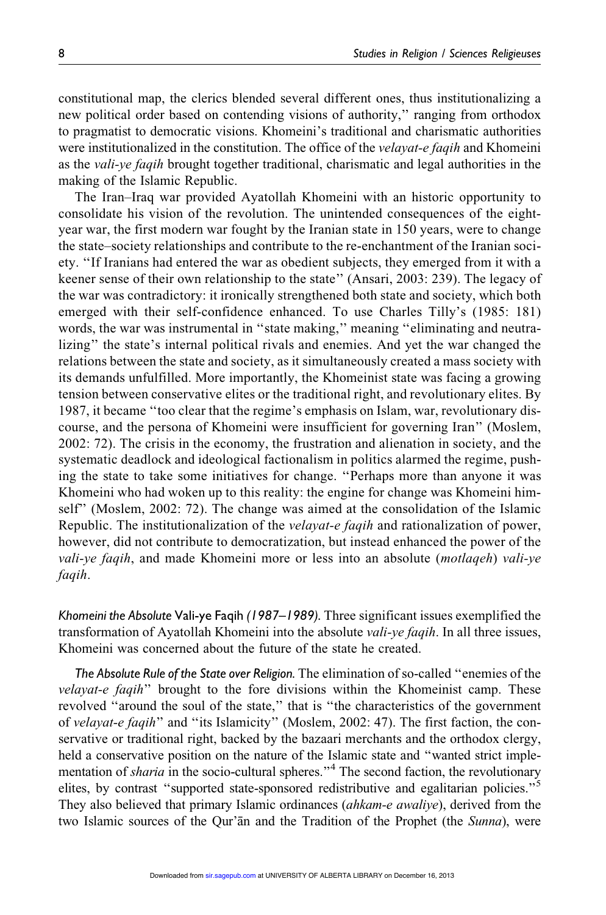constitutional map, the clerics blended several different ones, thus institutionalizing a new political order based on contending visions of authority,'' ranging from orthodox to pragmatist to democratic visions. Khomeini's traditional and charismatic authorities were institutionalized in the constitution. The office of the *velayat-e faqih* and Khomeini as the *vali-ye faqih* brought together traditional, charismatic and legal authorities in the making of the Islamic Republic.

The Iran–Iraq war provided Ayatollah Khomeini with an historic opportunity to consolidate his vision of the revolution. The unintended consequences of the eight-year war, the first modern war fought by the Iranian state in 150 years, were to change the state–society relationships and contribute to the re-enchantment of the Iranian society. ''If Iranians had entered the war as obedient subjects, they emerged from it with a keener sense of their own relationship to the state'' (Ansari, 2003: 239). The legacy of the war was contradictory: it ironically strengthened both state and society, which both emerged with their self-confidence enhanced. To use Charles Tilly's (1985: 181) words, the war was instrumental in ''state making,'' meaning ''eliminating and neutralizing'' the state's internal political rivals and enemies. And yet the war changed the relations between the state and society, as it simultaneously created a mass society with its demands unfulfilled. More importantly, the Khomeinist state was facing a growing tension between conservative elites or the traditional right, and revolutionary elites. By 1987, it became ''too clear that the regime's emphasis on Islam, war, revolutionary discourse, and the persona of Khomeini were insufficient for governing Iran'' (Moslem, 2002: 72). The crisis in the economy, the frustration and alienation in society, and the systematic deadlock and ideological factionalism in politics alarmed the regime, pushing the state to take some initiatives for change. ''Perhaps more than anyone it was Khomeini who had woken up to this reality: the engine for change was Khomeini himself'' (Moslem, 2002: 72). The change was aimed at the consolidation of the Islamic Republic. The institutionalization of the *velayat-e faqih* and rationalization of power, however, did not contribute to democratization, but instead enhanced the power of the *vali-ye faqih*, and made Khomeini more or less into an absolute (*motlaqeh*) *vali-ye faqih*.

#### *Khomeini the Absolute* Vali-ye Faqih *(1987–1989).*

Three significant issues exemplified the transformation of Ayatollah Khomeini into the absolute *vali-ye faqih*. In all three issues, Khomeini was concerned about the future of the state he created.

##### *The Absolute Rule of the State over Religion.*

The elimination of so-called ''enemies of the *velayat-e faqih*'' brought to the fore divisions within the Khomeinist camp. These revolved ''around the soul of the state,'' that is ''the characteristics of the government of *velayat-e faqih*'' and ''its Islamicity'' (Moslem, 2002: 47). The first faction, the conservative or traditional right, backed by the bazaari merchants and the orthodox clergy, held a conservative position on the nature of the Islamic state and ''wanted strict implementation of *sharia* in the socio-cultural spheres.''[4] The second faction, the revolutionary elites, by contrast ''supported state-sponsored redistributive and egalitarian policies.''[5] They also believed that primary Islamic ordinances (*ahkam-e awaliye*), derived from the two Islamic sources of the Qur'ān and the Tradition of the Prophet (the *Sunna*), were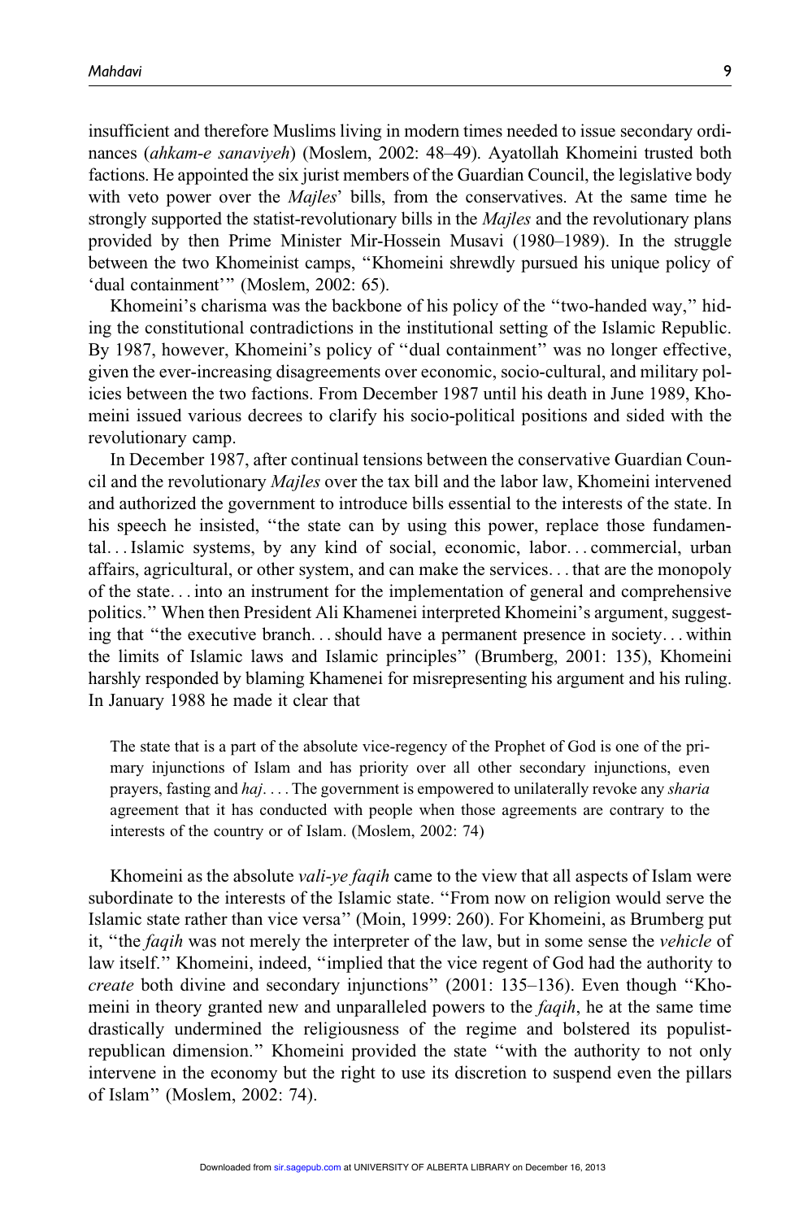insufficient and therefore Muslims living in modern times needed to issue secondary ordinances (*ahkam-e sanaviyeh*) (Moslem, 2002: 48–49). Ayatollah Khomeini trusted both factions. He appointed the six jurist members of the Guardian Council, the legislative body with veto power over the *Majles*' bills, from the conservatives. At the same time he strongly supported the statist-revolutionary bills in the *Majles* and the revolutionary plans provided by then Prime Minister Mir-Hossein Musavi (1980–1989). In the struggle between the two Khomeinist camps, ''Khomeini shrewdly pursued his unique policy of 'dual containment''' (Moslem, 2002: 65).

Khomeini's charisma was the backbone of his policy of the ''two-handed way,'' hiding the constitutional contradictions in the institutional setting of the Islamic Republic. By 1987, however, Khomeini's policy of ''dual containment'' was no longer effective, given the ever-increasing disagreements over economic, socio-cultural, and military policies between the two factions. From December 1987 until his death in June 1989, Khomeini issued various decrees to clarify his socio-political positions and sided with the revolutionary camp.

In December 1987, after continual tensions between the conservative Guardian Council and the revolutionary *Majles* over the tax bill and the labor law, Khomeini intervened and authorized the government to introduce bills essential to the interests of the state. In his speech he insisted, ''the state can by using this power, replace those fundamental... Islamic systems, by any kind of social, economic, labor... commercial, urban affairs, agricultural, or other system, and can make the services... that are the monopoly of the state... into an instrument for the implementation of general and comprehensive politics.'' When then President Ali Khamenei interpreted Khomeini's argument, suggesting that ''the executive branch... should have a permanent presence in society... within the limits of Islamic laws and Islamic principles'' (Brumberg, 2001: 135), Khomeini harshly responded by blaming Khamenei for misrepresenting his argument and his ruling. In January 1988 he made it clear that

> The state that is a part of the absolute vice-regency of the Prophet of God is one of the primary injunctions of Islam and has priority over all other secondary injunctions, even prayers, fasting and *haj*. ... The government is empowered to unilaterally revoke any *sharia* agreement that it has conducted with people when those agreements are contrary to the interests of the country or of Islam. (Moslem, 2002: 74)

Khomeini as the absolute *vali-ye faqih* came to the view that all aspects of Islam were subordinate to the interests of the Islamic state. ''From now on religion would serve the Islamic state rather than vice versa'' (Moin, 1999: 260). For Khomeini, as Brumberg put it, ''the *faqih* was not merely the interpreter of the law, but in some sense the *vehicle* of law itself.'' Khomeini, indeed, ''implied that the vice regent of God had the authority to *create* both divine and secondary injunctions'' (2001: 135–136). Even though ''Khomeini in theory granted new and unparalleled powers to the *faqih*, he at the same time drastically undermined the religiousness of the regime and bolstered its populist-republican dimension.'' Khomeini provided the state ''with the authority to not only intervene in the economy but the right to use its discretion to suspend even the pillars of Islam'' (Moslem, 2002: 74).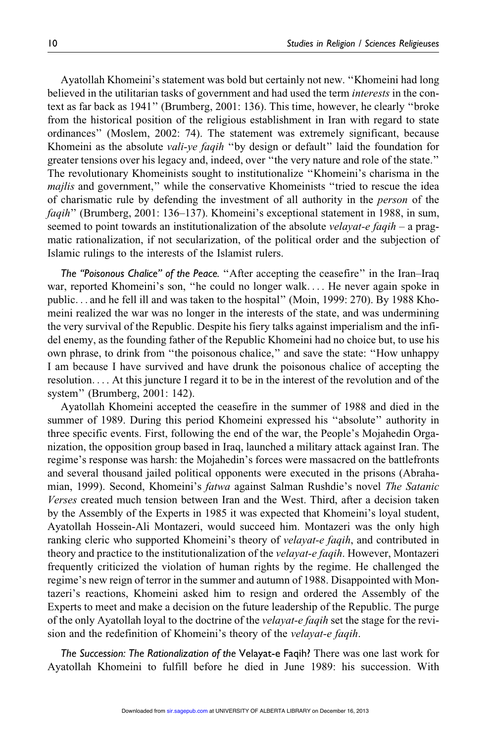Ayatollah Khomeini's statement was bold but certainly not new. "Khomeini had long believed in the utilitarian tasks of government and had used the term *interests* in the context as far back as 1941" (Brumberg, 2001: 136). This time, however, he clearly "broke from the historical position of the religious establishment in Iran with regard to state ordinances" (Moslem, 2002: 74). The statement was extremely significant, because Khomeini as the absolute *vali-ye faqih* "by design or default" laid the foundation for greater tensions over his legacy and, indeed, over "the very nature and role of the state." The revolutionary Khomeinists sought to institutionalize "Khomeini's charisma in the *majlis* and government," while the conservative Khomeinists "tried to rescue the idea of charismatic rule by defending the investment of all authority in the *person* of the *faqih*" (Brumberg, 2001: 136–137). Khomeini's exceptional statement in 1988, in sum, seemed to point towards an institutionalization of the absolute *velayat-e faqih* – a pragmatic rationalization, if not secularization, of the political order and the subjection of Islamic rulings to the interests of the Islamist rulers.

*The "Poisonous Chalice" of the Peace.* "After accepting the ceasefire" in the Iran–Iraq war, reported Khomeini's son, "he could no longer walk.... He never again spoke in public... and he fell ill and was taken to the hospital" (Moin, 1999: 270). By 1988 Khomeini realized the war was no longer in the interests of the state, and was undermining the very survival of the Republic. Despite his fiery talks against imperialism and the infidel enemy, as the founding father of the Republic Khomeini had no choice but, to use his own phrase, to drink from "the poisonous chalice," and save the state: "How unhappy I am because I have survived and have drunk the poisonous chalice of accepting the resolution.... At this juncture I regard it to be in the interest of the revolution and of the system" (Brumberg, 2001: 142).

Ayatollah Khomeini accepted the ceasefire in the summer of 1988 and died in the summer of 1989. During this period Khomeini expressed his "absolute" authority in three specific events. First, following the end of the war, the People's Mojahedin Organization, the opposition group based in Iraq, launched a military attack against Iran. The regime's response was harsh: the Mojahedin's forces were massacred on the battlefronts and several thousand jailed political opponents were executed in the prisons (Abrahamian, 1999). Second, Khomeini's *fatwa* against Salman Rushdie's novel *The Satanic Verses* created much tension between Iran and the West. Third, after a decision taken by the Assembly of the Experts in 1985 it was expected that Khomeini's loyal student, Ayatollah Hossein-Ali Montazeri, would succeed him. Montazeri was the only high ranking cleric who supported Khomeini's theory of *velayat-e faqih*, and contributed in theory and practice to the institutionalization of the *velayat-e faqih*. However, Montazeri frequently criticized the violation of human rights by the regime. He challenged the regime's new reign of terror in the summer and autumn of 1988. Disappointed with Montazeri's reactions, Khomeini asked him to resign and ordered the Assembly of the Experts to meet and make a decision on the future leadership of the Republic. The purge of the only Ayatollah loyal to the doctrine of the *velayat-e faqih* set the stage for the revision and the redefinition of Khomeini's theory of the *velayat-e faqih*.

*The Succession: The Rationalization of the* Velayat-e Faqih? There was one last work for Ayatollah Khomeini to fulfill before he died in June 1989: his succession. With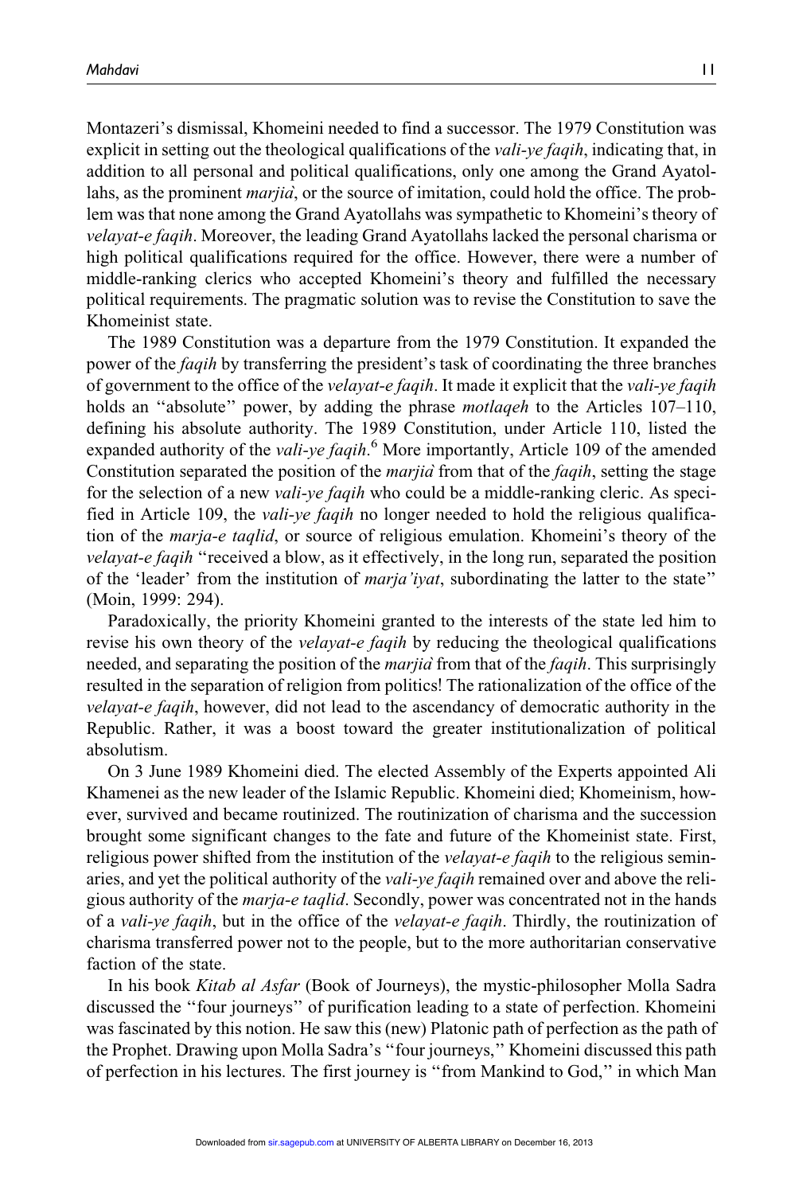Montazeri's dismissal, Khomeini needed to find a successor. The 1979 Constitution was explicit in setting out the theological qualifications of the *vali-ye faqih*, indicating that, in addition to all personal and political qualifications, only one among the Grand Ayatollahs, as the prominent *marjia`*, or the source of imitation, could hold the office. The problem was that none among the Grand Ayatollahs was sympathetic to Khomeini's theory of *velayat-e faqih*. Moreover, the leading Grand Ayatollahs lacked the personal charisma or high political qualifications required for the office. However, there were a number of middle-ranking clerics who accepted Khomeini's theory and fulfilled the necessary political requirements. The pragmatic solution was to revise the Constitution to save the Khomeinist state.

The 1989 Constitution was a departure from the 1979 Constitution. It expanded the power of the *faqih* by transferring the president's task of coordinating the three branches of government to the office of the *velayat-e faqih*. It made it explicit that the *vali-ye faqih* holds an ''absolute'' power, by adding the phrase *motlaqeh* to the Articles 107–110, defining his absolute authority. The 1989 Constitution, under Article 110, listed the expanded authority of the *vali-ye faqih*.[6] More importantly, Article 109 of the amended Constitution separated the position of the *marjia`* from that of the *faqih*, setting the stage for the selection of a new *vali-ye faqih* who could be a middle-ranking cleric. As specified in Article 109, the *vali-ye faqih* no longer needed to hold the religious qualification of the *marja-e taqlid*, or source of religious emulation. Khomeini's theory of the *velayat-e faqih* ''received a blow, as it effectively, in the long run, separated the position of the 'leader' from the institution of *marja'iyat*, subordinating the latter to the state'' (Moin, 1999: 294).

Paradoxically, the priority Khomeini granted to the interests of the state led him to revise his own theory of the *velayat-e faqih* by reducing the theological qualifications needed, and separating the position of the *marjia`* from that of the *faqih*. This surprisingly resulted in the separation of religion from politics! The rationalization of the office of the *velayat-e faqih*, however, did not lead to the ascendancy of democratic authority in the Republic. Rather, it was a boost toward the greater institutionalization of political absolutism.

On 3 June 1989 Khomeini died. The elected Assembly of the Experts appointed Ali Khamenei as the new leader of the Islamic Republic. Khomeini died; Khomeinism, however, survived and became routinized. The routinization of charisma and the succession brought some significant changes to the fate and future of the Khomeinist state. First, religious power shifted from the institution of the *velayat-e faqih* to the religious seminaries, and yet the political authority of the *vali-ye faqih* remained over and above the religious authority of the *marja-e taqlid*. Secondly, power was concentrated not in the hands of a *vali-ye faqih*, but in the office of the *velayat-e faqih*. Thirdly, the routinization of charisma transferred power not to the people, but to the more authoritarian conservative faction of the state.

In his book *Kitab al Asfar* (Book of Journeys), the mystic-philosopher Molla Sadra discussed the ''four journeys'' of purification leading to a state of perfection. Khomeini was fascinated by this notion. He saw this (new) Platonic path of perfection as the path of the Prophet. Drawing upon Molla Sadra's ''four journeys,'' Khomeini discussed this path of perfection in his lectures. The first journey is ''from Mankind to God,'' in which Man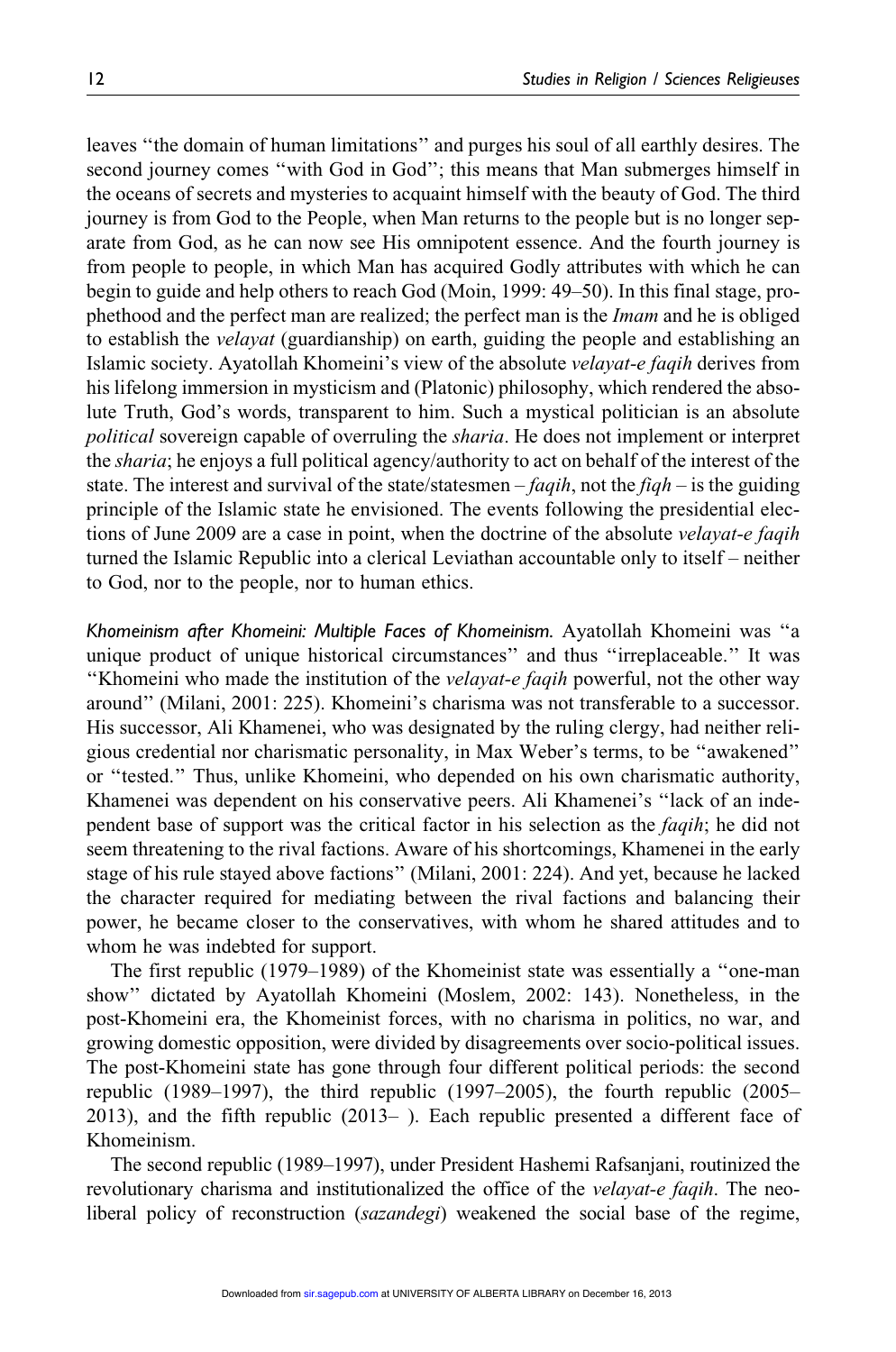leaves "the domain of human limitations" and purges his soul of all earthly desires. The second journey comes "with God in God"; this means that Man submerges himself in the oceans of secrets and mysteries to acquaint himself with the beauty of God. The third journey is from God to the People, when Man returns to the people but is no longer separate from God, as he can now see His omnipotent essence. And the fourth journey is from people to people, in which Man has acquired Godly attributes with which he can begin to guide and help others to reach God (Moin, 1999: 49–50). In this final stage, prophethood and the perfect man are realized; the perfect man is the *Imam* and he is obliged to establish the *velayat* (guardianship) on earth, guiding the people and establishing an Islamic society. Ayatollah Khomeini's view of the absolute *velayat-e faqih* derives from his lifelong immersion in mysticism and (Platonic) philosophy, which rendered the absolute Truth, God's words, transparent to him. Such a mystical politician is an absolute *political* sovereign capable of overruling the *sharia*. He does not implement or interpret the *sharia*; he enjoys a full political agency/authority to act on behalf of the interest of the state. The interest and survival of the state/statesmen – *faqih*, not the *fiqh* – is the guiding principle of the Islamic state he envisioned. The events following the presidential elections of June 2009 are a case in point, when the doctrine of the absolute *velayat-e faqih* turned the Islamic Republic into a clerical Leviathan accountable only to itself – neither to God, nor to the people, nor to human ethics.

*Khomeinism after Khomeini: Multiple Faces of Khomeinism.* Ayatollah Khomeini was "a unique product of unique historical circumstances" and thus "irreplaceable." It was "Khomeini who made the institution of the *velayat-e faqih* powerful, not the other way around" (Milani, 2001: 225). Khomeini's charisma was not transferable to a successor. His successor, Ali Khamenei, who was designated by the ruling clergy, had neither religious credential nor charismatic personality, in Max Weber's terms, to be "awakened" or "tested." Thus, unlike Khomeini, who depended on his own charismatic authority, Khamenei was dependent on his conservative peers. Ali Khamenei's "lack of an independent base of support was the critical factor in his selection as the *faqih*; he did not seem threatening to the rival factions. Aware of his shortcomings, Khamenei in the early stage of his rule stayed above factions" (Milani, 2001: 224). And yet, because he lacked the character required for mediating between the rival factions and balancing their power, he became closer to the conservatives, with whom he shared attitudes and to whom he was indebted for support.

The first republic (1979–1989) of the Khomeinist state was essentially a "one-man show" dictated by Ayatollah Khomeini (Moslem, 2002: 143). Nonetheless, in the post-Khomeini era, the Khomeinist forces, with no charisma in politics, no war, and growing domestic opposition, were divided by disagreements over socio-political issues. The post-Khomeini state has gone through four different political periods: the second republic (1989–1997), the third republic (1997–2005), the fourth republic (2005–2013), and the fifth republic (2013– ). Each republic presented a different face of Khomeinism.

The second republic (1989–1997), under President Hashemi Rafsanjani, routinized the revolutionary charisma and institutionalized the office of the *velayat-e faqih*. The neo-liberal policy of reconstruction (*sazandegi*) weakened the social base of the regime,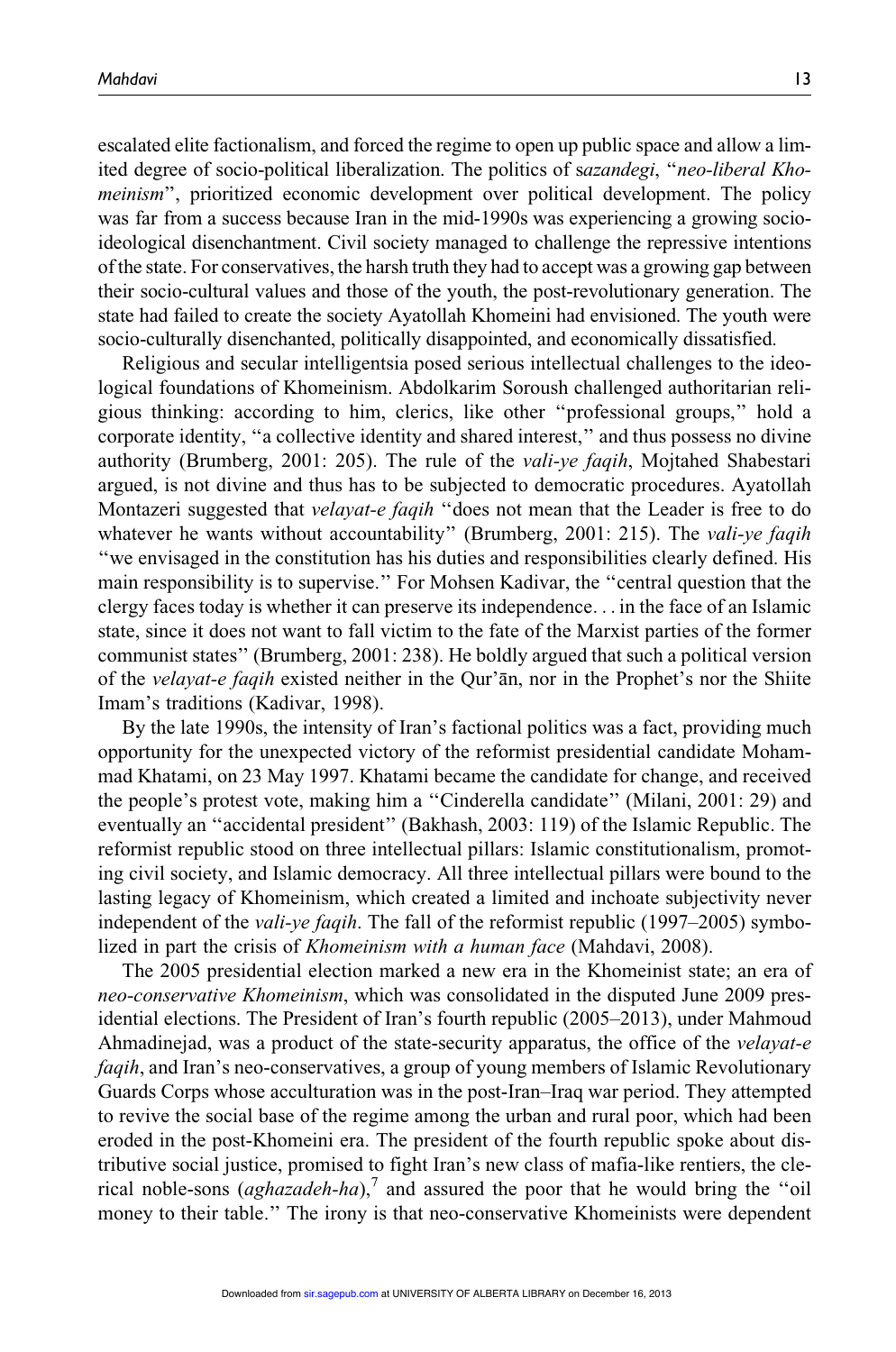escalated elite factionalism, and forced the regime to open up public space and allow a limited degree of socio-political liberalization. The politics of s*azandegi*, "*neo-liberal Khomeinism*", prioritized economic development over political development. The policy was far from a success because Iran in the mid-1990s was experiencing a growing socio-ideological disenchantment. Civil society managed to challenge the repressive intentions of the state. For conservatives, the harsh truth they had to accept was a growing gap between their socio-cultural values and those of the youth, the post-revolutionary generation. The state had failed to create the society Ayatollah Khomeini had envisioned. The youth were socio-culturally disenchanted, politically disappointed, and economically dissatisfied.

Religious and secular intelligentsia posed serious intellectual challenges to the ideological foundations of Khomeinism. Abdolkarim Soroush challenged authoritarian religious thinking: according to him, clerics, like other "professional groups," hold a corporate identity, "a collective identity and shared interest," and thus possess no divine authority (Brumberg, 2001: 205). The rule of the *vali-ye faqih*, Mojtahed Shabestari argued, is not divine and thus has to be subjected to democratic procedures. Ayatollah Montazeri suggested that *velayat-e faqih* "does not mean that the Leader is free to do whatever he wants without accountability" (Brumberg, 2001: 215). The *vali-ye faqih* "we envisaged in the constitution has his duties and responsibilities clearly defined. His main responsibility is to supervise." For Mohsen Kadivar, the "central question that the clergy faces today is whether it can preserve its independence. . . in the face of an Islamic state, since it does not want to fall victim to the fate of the Marxist parties of the former communist states" (Brumberg, 2001: 238). He boldly argued that such a political version of the *velayat-e faqih* existed neither in the Qur'ān, nor in the Prophet's nor the Shiite Imam's traditions (Kadivar, 1998).

By the late 1990s, the intensity of Iran's factional politics was a fact, providing much opportunity for the unexpected victory of the reformist presidential candidate Mohammad Khatami, on 23 May 1997. Khatami became the candidate for change, and received the people's protest vote, making him a "Cinderella candidate" (Milani, 2001: 29) and eventually an "accidental president" (Bakhash, 2003: 119) of the Islamic Republic. The reformist republic stood on three intellectual pillars: Islamic constitutionalism, promoting civil society, and Islamic democracy. All three intellectual pillars were bound to the lasting legacy of Khomeinism, which created a limited and inchoate subjectivity never independent of the *vali-ye faqih*. The fall of the reformist republic (1997–2005) symbolized in part the crisis of *Khomeinism with a human face* (Mahdavi, 2008).

The 2005 presidential election marked a new era in the Khomeinist state; an era of *neo-conservative Khomeinism*, which was consolidated in the disputed June 2009 presidential elections. The President of Iran's fourth republic (2005–2013), under Mahmoud Ahmadinejad, was a product of the state-security apparatus, the office of the *velayat-e faqih*, and Iran's neo-conservatives, a group of young members of Islamic Revolutionary Guards Corps whose acculturation was in the post-Iran–Iraq war period. They attempted to revive the social base of the regime among the urban and rural poor, which had been eroded in the post-Khomeini era. The president of the fourth republic spoke about distributive social justice, promised to fight Iran's new class of mafia-like rentiers, the clerical noble-sons (*aghazadeh-ha*),[7] and assured the poor that he would bring the "oil money to their table." The irony is that neo-conservative Khomeinists were dependent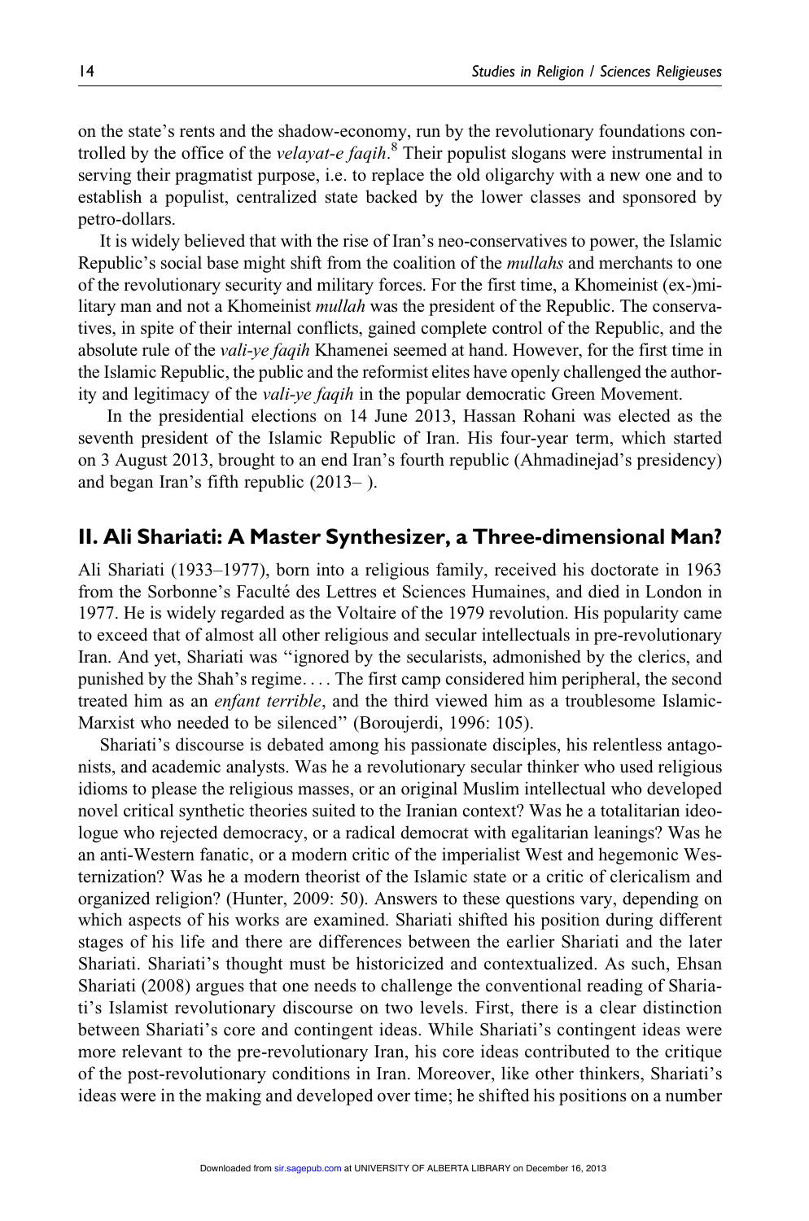on the state's rents and the shadow-economy, run by the revolutionary foundations controlled by the office of the *velayat-e faqih*.[8] Their populist slogans were instrumental in serving their pragmatist purpose, i.e. to replace the old oligarchy with a new one and to establish a populist, centralized state backed by the lower classes and sponsored by petro-dollars.

It is widely believed that with the rise of Iran's neo-conservatives to power, the Islamic Republic's social base might shift from the coalition of the *mullahs* and merchants to one of the revolutionary security and military forces. For the first time, a Khomeinist (ex-)military man and not a Khomeinist *mullah* was the president of the Republic. The conservatives, in spite of their internal conflicts, gained complete control of the Republic, and the absolute rule of the *vali-ye faqih* Khamenei seemed at hand. However, for the first time in the Islamic Republic, the public and the reformist elites have openly challenged the authority and legitimacy of the *vali-ye faqih* in the popular democratic Green Movement.

In the presidential elections on 14 June 2013, Hassan Rohani was elected as the seventh president of the Islamic Republic of Iran. His four-year term, which started on 3 August 2013, brought to an end Iran's fourth republic (Ahmadinejad's presidency) and began Iran's fifth republic (2013– ).

## II. Ali Shariati: A Master Synthesizer, a Three-dimensional Man?

Ali Shariati (1933–1977), born into a religious family, received his doctorate in 1963 from the Sorbonne's Faculté des Lettres et Sciences Humaines, and died in London in 1977. He is widely regarded as the Voltaire of the 1979 revolution. His popularity came to exceed that of almost all other religious and secular intellectuals in pre-revolutionary Iran. And yet, Shariati was ''ignored by the secularists, admonished by the clerics, and punished by the Shah's regime.... The first camp considered him peripheral, the second treated him as an *enfant terrible*, and the third viewed him as a troublesome Islamic-Marxist who needed to be silenced'' (Boroujerdi, 1996: 105).

Shariati's discourse is debated among his passionate disciples, his relentless antagonists, and academic analysts. Was he a revolutionary secular thinker who used religious idioms to please the religious masses, or an original Muslim intellectual who developed novel critical synthetic theories suited to the Iranian context? Was he a totalitarian ideologue who rejected democracy, or a radical democrat with egalitarian leanings? Was he an anti-Western fanatic, or a modern critic of the imperialist West and hegemonic Westernization? Was he a modern theorist of the Islamic state or a critic of clericalism and organized religion? (Hunter, 2009: 50). Answers to these questions vary, depending on which aspects of his works are examined. Shariati shifted his position during different stages of his life and there are differences between the earlier Shariati and the later Shariati. Shariati's thought must be historicized and contextualized. As such, Ehsan Shariati (2008) argues that one needs to challenge the conventional reading of Shariati's Islamist revolutionary discourse on two levels. First, there is a clear distinction between Shariati's core and contingent ideas. While Shariati's contingent ideas were more relevant to the pre-revolutionary Iran, his core ideas contributed to the critique of the post-revolutionary conditions in Iran. Moreover, like other thinkers, Shariati's ideas were in the making and developed over time; he shifted his positions on a number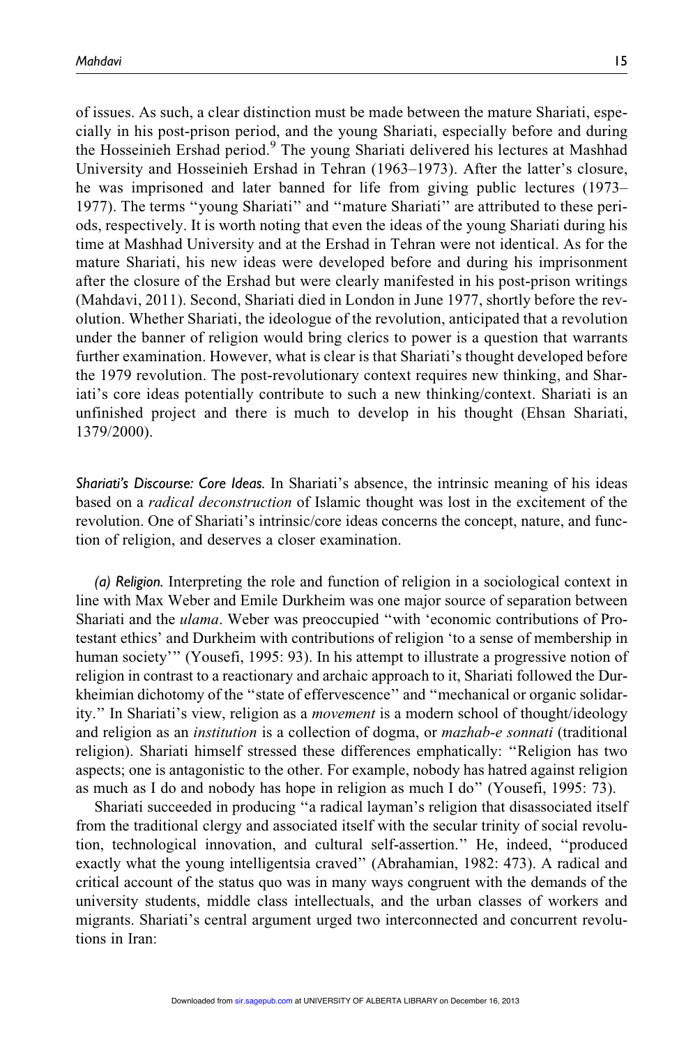of issues. As such, a clear distinction must be made between the mature Shariati, especially in his post-prison period, and the young Shariati, especially before and during the Hosseinieh Ershad period.[9] The young Shariati delivered his lectures at Mashhad University and Hosseinieh Ershad in Tehran (1963–1973). After the latter's closure, he was imprisoned and later banned for life from giving public lectures (1973–1977). The terms "young Shariati" and "mature Shariati" are attributed to these periods, respectively. It is worth noting that even the ideas of the young Shariati during his time at Mashhad University and at the Ershad in Tehran were not identical. As for the mature Shariati, his new ideas were developed before and during his imprisonment after the closure of the Ershad but were clearly manifested in his post-prison writings (Mahdavi, 2011). Second, Shariati died in London in June 1977, shortly before the revolution. Whether Shariati, the ideologue of the revolution, anticipated that a revolution under the banner of religion would bring clerics to power is a question that warrants further examination. However, what is clear is that Shariati's thought developed before the 1979 revolution. The post-revolutionary context requires new thinking, and Shariati's core ideas potentially contribute to such a new thinking/context. Shariati is an unfinished project and there is much to develop in his thought (Ehsan Shariati, 1379/2000).

*Shariati's Discourse: Core Ideas.* In Shariati's absence, the intrinsic meaning of his ideas based on a *radical deconstruction* of Islamic thought was lost in the excitement of the revolution. One of Shariati's intrinsic/core ideas concerns the concept, nature, and function of religion, and deserves a closer examination.

*(a) Religion.* Interpreting the role and function of religion in a sociological context in line with Max Weber and Emile Durkheim was one major source of separation between Shariati and the *ulama*. Weber was preoccupied "with 'economic contributions of Protestant ethics' and Durkheim with contributions of religion 'to a sense of membership in human society'" (Yousefi, 1995: 93). In his attempt to illustrate a progressive notion of religion in contrast to a reactionary and archaic approach to it, Shariati followed the Durkheimian dichotomy of the "state of effervescence" and "mechanical or organic solidarity." In Shariati's view, religion as a *movement* is a modern school of thought/ideology and religion as an *institution* is a collection of dogma, or *mazhab-e sonnati* (traditional religion). Shariati himself stressed these differences emphatically: "Religion has two aspects; one is antagonistic to the other. For example, nobody has hatred against religion as much as I do and nobody has hope in religion as much I do" (Yousefi, 1995: 73).

Shariati succeeded in producing "a radical layman's religion that disassociated itself from the traditional clergy and associated itself with the secular trinity of social revolution, technological innovation, and cultural self-assertion." He, indeed, "produced exactly what the young intelligentsia craved" (Abrahamian, 1982: 473). A radical and critical account of the status quo was in many ways congruent with the demands of the university students, middle class intellectuals, and the urban classes of workers and migrants. Shariati's central argument urged two interconnected and concurrent revolutions in Iran: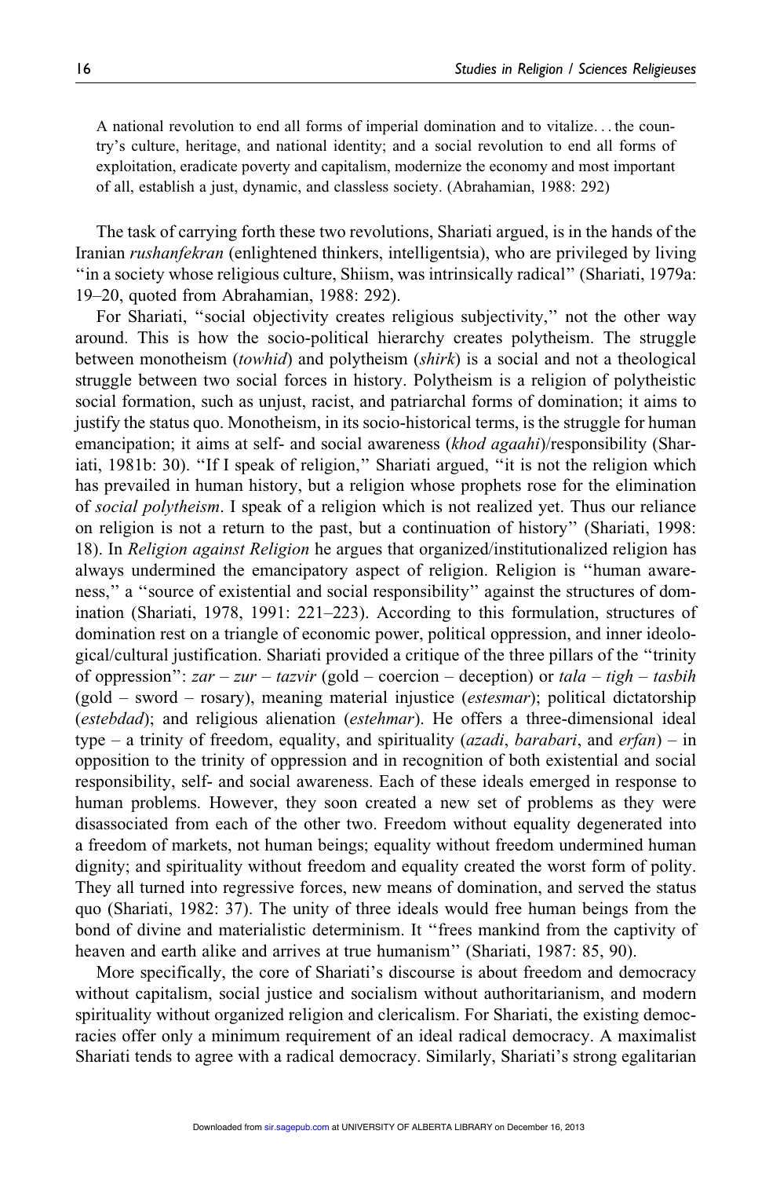> A national revolution to end all forms of imperial domination and to vitalize. . . the country's culture, heritage, and national identity; and a social revolution to end all forms of exploitation, eradicate poverty and capitalism, modernize the economy and most important of all, establish a just, dynamic, and classless society. (Abrahamian, 1988: 292)

The task of carrying forth these two revolutions, Shariati argued, is in the hands of the Iranian *rushanfekran* (enlightened thinkers, intelligentsia), who are privileged by living ''in a society whose religious culture, Shiism, was intrinsically radical'' (Shariati, 1979a: 19–20, quoted from Abrahamian, 1988: 292).

For Shariati, ''social objectivity creates religious subjectivity,'' not the other way around. This is how the socio-political hierarchy creates polytheism. The struggle between monotheism (*towhid*) and polytheism (*shirk*) is a social and not a theological struggle between two social forces in history. Polytheism is a religion of polytheistic social formation, such as unjust, racist, and patriarchal forms of domination; it aims to justify the status quo. Monotheism, in its socio-historical terms, is the struggle for human emancipation; it aims at self- and social awareness (*khod agaahi*)/responsibility (Shariati, 1981b: 30). ''If I speak of religion,'' Shariati argued, ''it is not the religion which has prevailed in human history, but a religion whose prophets rose for the elimination of *social polytheism*. I speak of a religion which is not realized yet. Thus our reliance on religion is not a return to the past, but a continuation of history'' (Shariati, 1998: 18). In *Religion against Religion* he argues that organized/institutionalized religion has always undermined the emancipatory aspect of religion. Religion is ''human awareness,'' a ''source of existential and social responsibility'' against the structures of domination (Shariati, 1978, 1991: 221–223). According to this formulation, structures of domination rest on a triangle of economic power, political oppression, and inner ideological/cultural justification. Shariati provided a critique of the three pillars of the ''trinity of oppression'': *zar* – *zur* – *tazvir* (gold – coercion – deception) or *tala* – *tigh* – *tasbih* (gold – sword – rosary), meaning material injustice (*estesmar*); political dictatorship (*estebdad*); and religious alienation (*estehmar*). He offers a three-dimensional ideal type – a trinity of freedom, equality, and spirituality (*azadi*, *barabari*, and *erfan*) – in opposition to the trinity of oppression and in recognition of both existential and social responsibility, self- and social awareness. Each of these ideals emerged in response to human problems. However, they soon created a new set of problems as they were disassociated from each of the other two. Freedom without equality degenerated into a freedom of markets, not human beings; equality without freedom undermined human dignity; and spirituality without freedom and equality created the worst form of polity. They all turned into regressive forces, new means of domination, and served the status quo (Shariati, 1982: 37). The unity of three ideals would free human beings from the bond of divine and materialistic determinism. It ''frees mankind from the captivity of heaven and earth alike and arrives at true humanism'' (Shariati, 1987: 85, 90).

More specifically, the core of Shariati's discourse is about freedom and democracy without capitalism, social justice and socialism without authoritarianism, and modern spirituality without organized religion and clericalism. For Shariati, the existing democracies offer only a minimum requirement of an ideal radical democracy. A maximalist Shariati tends to agree with a radical democracy. Similarly, Shariati's strong egalitarian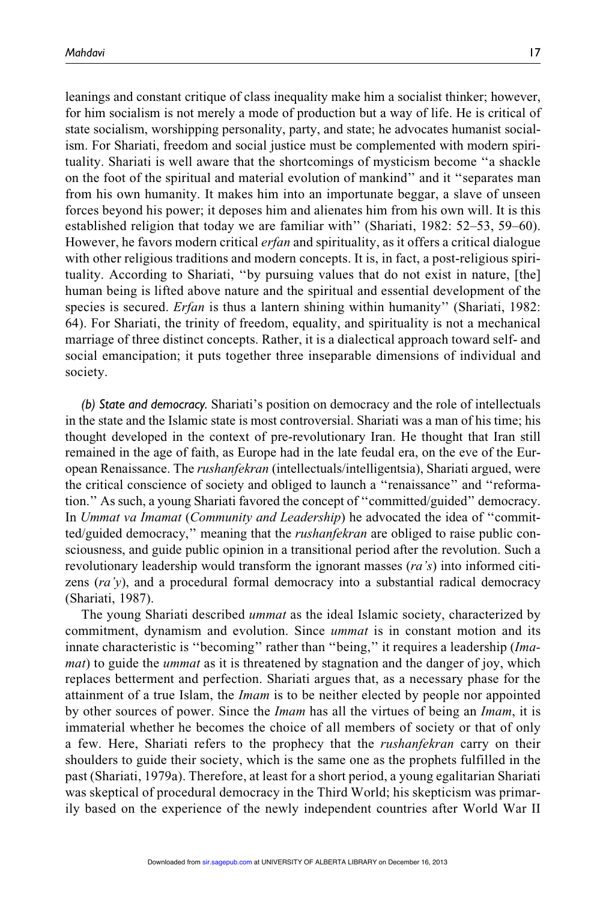leanings and constant critique of class inequality make him a socialist thinker; however, for him socialism is not merely a mode of production but a way of life. He is critical of state socialism, worshipping personality, party, and state; he advocates humanist socialism. For Shariati, freedom and social justice must be complemented with modern spirituality. Shariati is well aware that the shortcomings of mysticism become ''a shackle on the foot of the spiritual and material evolution of mankind'' and it ''separates man from his own humanity. It makes him into an importunate beggar, a slave of unseen forces beyond his power; it deposes him and alienates him from his own will. It is this established religion that today we are familiar with'' (Shariati, 1982: 52–53, 59–60). However, he favors modern critical *erfan* and spirituality, as it offers a critical dialogue with other religious traditions and modern concepts. It is, in fact, a post-religious spirituality. According to Shariati, ''by pursuing values that do not exist in nature, [the] human being is lifted above nature and the spiritual and essential development of the species is secured. *Erfan* is thus a lantern shining within humanity'' (Shariati, 1982: 64). For Shariati, the trinity of freedom, equality, and spirituality is not a mechanical marriage of three distinct concepts. Rather, it is a dialectical approach toward self- and social emancipation; it puts together three inseparable dimensions of individual and society.

*(b) State and democracy.* Shariati's position on democracy and the role of intellectuals in the state and the Islamic state is most controversial. Shariati was a man of his time; his thought developed in the context of pre-revolutionary Iran. He thought that Iran still remained in the age of faith, as Europe had in the late feudal era, on the eve of the European Renaissance. The *rushanfekran* (intellectuals/intelligentsia), Shariati argued, were the critical conscience of society and obliged to launch a ''renaissance'' and ''reformation.'' As such, a young Shariati favored the concept of ''committed/guided'' democracy. In *Ummat va Imamat* (*Community and Leadership*) he advocated the idea of ''committed/guided democracy,'' meaning that the *rushanfekran* are obliged to raise public consciousness, and guide public opinion in a transitional period after the revolution. Such a revolutionary leadership would transform the ignorant masses (*ra's*) into informed citizens (*ra'y*), and a procedural formal democracy into a substantial radical democracy (Shariati, 1987).

The young Shariati described *ummat* as the ideal Islamic society, characterized by commitment, dynamism and evolution. Since *ummat* is in constant motion and its innate characteristic is ''becoming'' rather than ''being,'' it requires a leadership (*Imamat*) to guide the *ummat* as it is threatened by stagnation and the danger of joy, which replaces betterment and perfection. Shariati argues that, as a necessary phase for the attainment of a true Islam, the *Imam* is to be neither elected by people nor appointed by other sources of power. Since the *Imam* has all the virtues of being an *Imam*, it is immaterial whether he becomes the choice of all members of society or that of only a few. Here, Shariati refers to the prophecy that the *rushanfekran* carry on their shoulders to guide their society, which is the same one as the prophets fulfilled in the past (Shariati, 1979a). Therefore, at least for a short period, a young egalitarian Shariati was skeptical of procedural democracy in the Third World; his skepticism was primarily based on the experience of the newly independent countries after World War II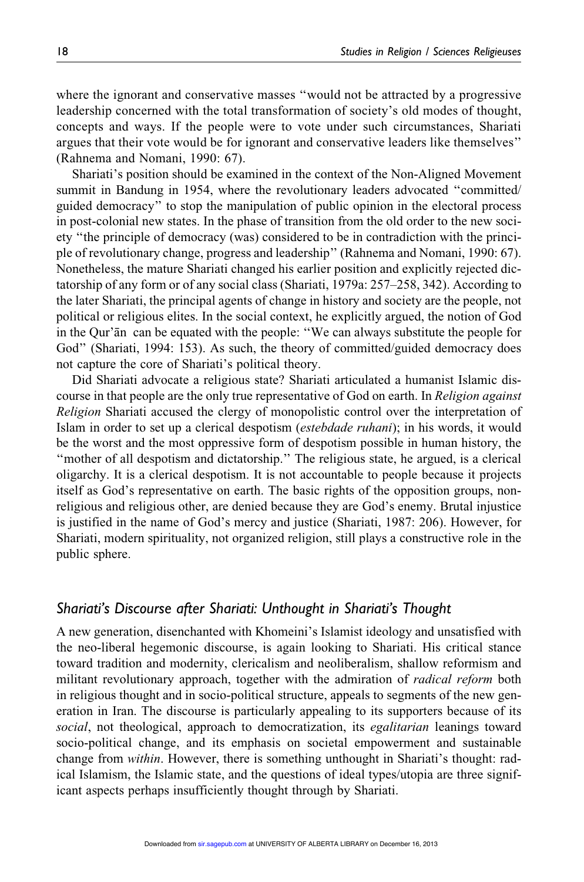where the ignorant and conservative masses "would not be attracted by a progressive leadership concerned with the total transformation of society's old modes of thought, concepts and ways. If the people were to vote under such circumstances, Shariati argues that their vote would be for ignorant and conservative leaders like themselves" (Rahnema and Nomani, 1990: 67).

Shariati's position should be examined in the context of the Non-Aligned Movement summit in Bandung in 1954, where the revolutionary leaders advocated "committed/guided democracy" to stop the manipulation of public opinion in the electoral process in post-colonial new states. In the phase of transition from the old order to the new society "the principle of democracy (was) considered to be in contradiction with the principle of revolutionary change, progress and leadership" (Rahnema and Nomani, 1990: 67). Nonetheless, the mature Shariati changed his earlier position and explicitly rejected dictatorship of any form or of any social class (Shariati, 1979a: 257–258, 342). According to the later Shariati, the principal agents of change in history and society are the people, not political or religious elites. In the social context, he explicitly argued, the notion of God in the Qur'ān can be equated with the people: "We can always substitute the people for God" (Shariati, 1994: 153). As such, the theory of committed/guided democracy does not capture the core of Shariati's political theory.

Did Shariati advocate a religious state? Shariati articulated a humanist Islamic discourse in that people are the only true representative of God on earth. In *Religion against Religion* Shariati accused the clergy of monopolistic control over the interpretation of Islam in order to set up a clerical despotism (*estebdade ruhani*); in his words, it would be the worst and the most oppressive form of despotism possible in human history, the "mother of all despotism and dictatorship." The religious state, he argued, is a clerical oligarchy. It is a clerical despotism. It is not accountable to people because it projects itself as God's representative on earth. The basic rights of the opposition groups, non-religious and religious other, are denied because they are God's enemy. Brutal injustice is justified in the name of God's mercy and justice (Shariati, 1987: 206). However, for Shariati, modern spirituality, not organized religion, still plays a constructive role in the public sphere.

## *Shariati's Discourse after Shariati: Unthought in Shariati's Thought*

A new generation, disenchanted with Khomeini's Islamist ideology and unsatisfied with the neo-liberal hegemonic discourse, is again looking to Shariati. His critical stance toward tradition and modernity, clericalism and neoliberalism, shallow reformism and militant revolutionary approach, together with the admiration of *radical reform* both in religious thought and in socio-political structure, appeals to segments of the new generation in Iran. The discourse is particularly appealing to its supporters because of its *social*, not theological, approach to democratization, its *egalitarian* leanings toward socio-political change, and its emphasis on societal empowerment and sustainable change from *within*. However, there is something unthought in Shariati's thought: radical Islamism, the Islamic state, and the questions of ideal types/utopia are three significant aspects perhaps insufficiently thought through by Shariati.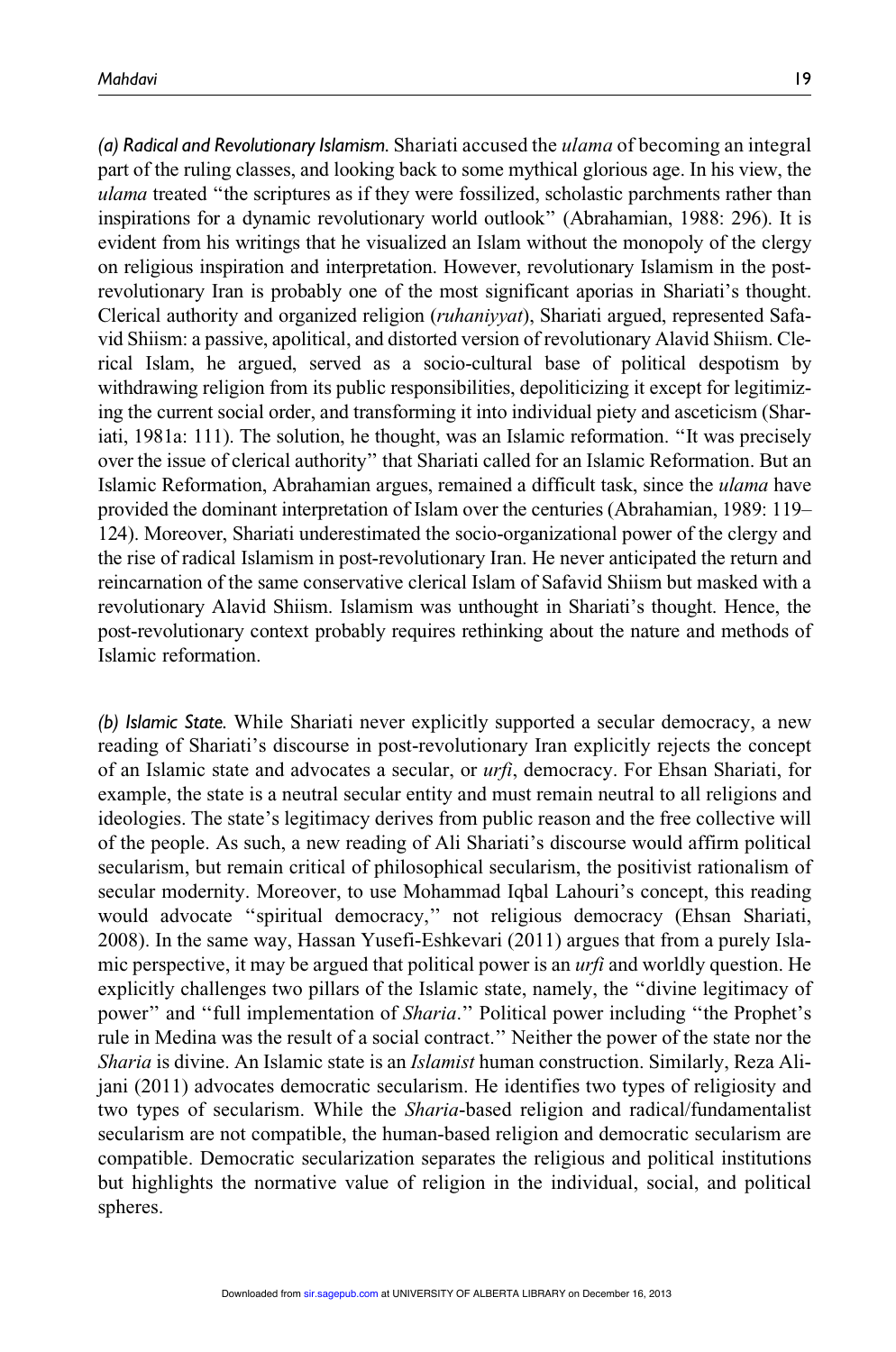*(a) Radical and Revolutionary Islamism.* Shariati accused the *ulama* of becoming an integral part of the ruling classes, and looking back to some mythical glorious age. In his view, the *ulama* treated ''the scriptures as if they were fossilized, scholastic parchments rather than inspirations for a dynamic revolutionary world outlook'' (Abrahamian, 1988: 296). It is evident from his writings that he visualized an Islam without the monopoly of the clergy on religious inspiration and interpretation. However, revolutionary Islamism in the post-revolutionary Iran is probably one of the most significant aporias in Shariati's thought. Clerical authority and organized religion (*ruhaniyyat*), Shariati argued, represented Safavid Shiism: a passive, apolitical, and distorted version of revolutionary Alavid Shiism. Clerical Islam, he argued, served as a socio-cultural base of political despotism by withdrawing religion from its public responsibilities, depoliticizing it except for legitimizing the current social order, and transforming it into individual piety and asceticism (Shariati, 1981a: 111). The solution, he thought, was an Islamic reformation. ''It was precisely over the issue of clerical authority'' that Shariati called for an Islamic Reformation. But an Islamic Reformation, Abrahamian argues, remained a difficult task, since the *ulama* have provided the dominant interpretation of Islam over the centuries (Abrahamian, 1989: 119–124). Moreover, Shariati underestimated the socio-organizational power of the clergy and the rise of radical Islamism in post-revolutionary Iran. He never anticipated the return and reincarnation of the same conservative clerical Islam of Safavid Shiism but masked with a revolutionary Alavid Shiism. Islamism was unthought in Shariati's thought. Hence, the post-revolutionary context probably requires rethinking about the nature and methods of Islamic reformation.

*(b) Islamic State.* While Shariati never explicitly supported a secular democracy, a new reading of Shariati's discourse in post-revolutionary Iran explicitly rejects the concept of an Islamic state and advocates a secular, or *urfi*, democracy. For Ehsan Shariati, for example, the state is a neutral secular entity and must remain neutral to all religions and ideologies. The state's legitimacy derives from public reason and the free collective will of the people. As such, a new reading of Ali Shariati's discourse would affirm political secularism, but remain critical of philosophical secularism, the positivist rationalism of secular modernity. Moreover, to use Mohammad Iqbal Lahouri's concept, this reading would advocate ''spiritual democracy,'' not religious democracy (Ehsan Shariati, 2008). In the same way, Hassan Yusefi-Eshkevari (2011) argues that from a purely Islamic perspective, it may be argued that political power is an *urfi* and worldly question. He explicitly challenges two pillars of the Islamic state, namely, the ''divine legitimacy of power'' and ''full implementation of *Sharia*.'' Political power including ''the Prophet's rule in Medina was the result of a social contract.'' Neither the power of the state nor the *Sharia* is divine. An Islamic state is an *Islamist* human construction. Similarly, Reza Alijani (2011) advocates democratic secularism. He identifies two types of religiosity and two types of secularism. While the *Sharia*-based religion and radical/fundamentalist secularism are not compatible, the human-based religion and democratic secularism are compatible. Democratic secularization separates the religious and political institutions but highlights the normative value of religion in the individual, social, and political spheres.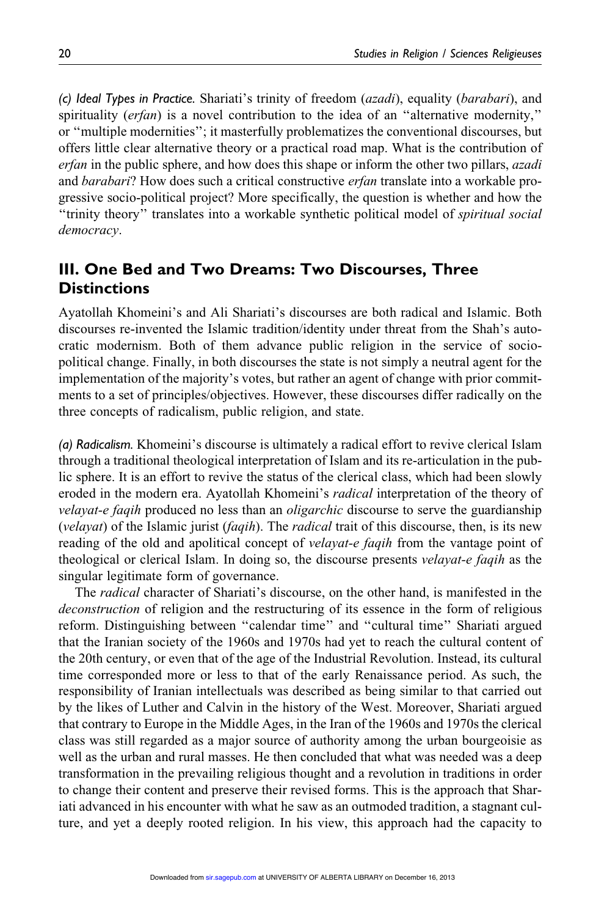*(c) Ideal Types in Practice.* Shariati's trinity of freedom (*azadi*), equality (*barabari*), and spirituality (*erfan*) is a novel contribution to the idea of an "alternative modernity," or "multiple modernities"; it masterfully problematizes the conventional discourses, but offers little clear alternative theory or a practical road map. What is the contribution of *erfan* in the public sphere, and how does this shape or inform the other two pillars, *azadi* and *barabari*? How does such a critical constructive *erfan* translate into a workable progressive socio-political project? More specifically, the question is whether and how the "trinity theory" translates into a workable synthetic political model of *spiritual social democracy*.

## III. One Bed and Two Dreams: Two Discourses, Three Distinctions

Ayatollah Khomeini's and Ali Shariati's discourses are both radical and Islamic. Both discourses re-invented the Islamic tradition/identity under threat from the Shah's autocratic modernism. Both of them advance public religion in the service of socio-political change. Finally, in both discourses the state is not simply a neutral agent for the implementation of the majority's votes, but rather an agent of change with prior commitments to a set of principles/objectives. However, these discourses differ radically on the three concepts of radicalism, public religion, and state.

*(a) Radicalism.* Khomeini's discourse is ultimately a radical effort to revive clerical Islam through a traditional theological interpretation of Islam and its re-articulation in the public sphere. It is an effort to revive the status of the clerical class, which had been slowly eroded in the modern era. Ayatollah Khomeini's *radical* interpretation of the theory of *velayat-e faqih* produced no less than an *oligarchic* discourse to serve the guardianship (*velayat*) of the Islamic jurist (*faqih*). The *radical* trait of this discourse, then, is its new reading of the old and apolitical concept of *velayat-e faqih* from the vantage point of theological or clerical Islam. In doing so, the discourse presents *velayat-e faqih* as the singular legitimate form of governance.

The *radical* character of Shariati's discourse, on the other hand, is manifested in the *deconstruction* of religion and the restructuring of its essence in the form of religious reform. Distinguishing between "calendar time" and "cultural time" Shariati argued that the Iranian society of the 1960s and 1970s had yet to reach the cultural content of the 20th century, or even that of the age of the Industrial Revolution. Instead, its cultural time corresponded more or less to that of the early Renaissance period. As such, the responsibility of Iranian intellectuals was described as being similar to that carried out by the likes of Luther and Calvin in the history of the West. Moreover, Shariati argued that contrary to Europe in the Middle Ages, in the Iran of the 1960s and 1970s the clerical class was still regarded as a major source of authority among the urban bourgeoisie as well as the urban and rural masses. He then concluded that what was needed was a deep transformation in the prevailing religious thought and a revolution in traditions in order to change their content and preserve their revised forms. This is the approach that Shariati advanced in his encounter with what he saw as an outmoded tradition, a stagnant culture, and yet a deeply rooted religion. In his view, this approach had the capacity to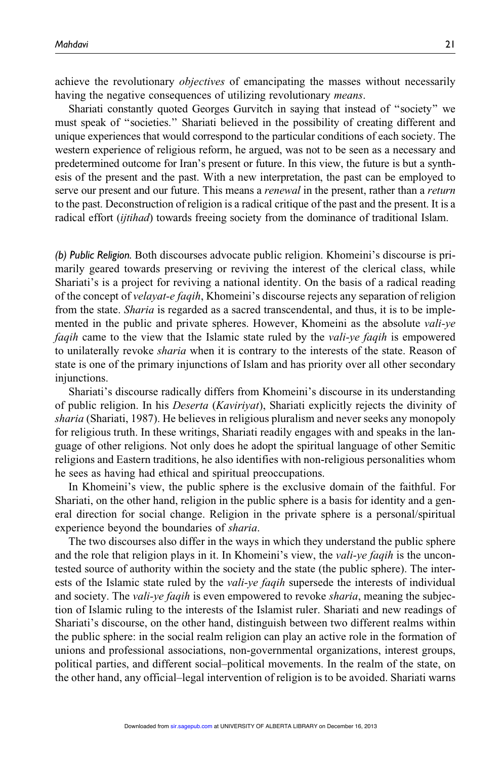achieve the revolutionary *objectives* of emancipating the masses without necessarily having the negative consequences of utilizing revolutionary *means*.

Shariati constantly quoted Georges Gurvitch in saying that instead of "society" we must speak of "societies." Shariati believed in the possibility of creating different and unique experiences that would correspond to the particular conditions of each society. The western experience of religious reform, he argued, was not to be seen as a necessary and predetermined outcome for Iran's present or future. In this view, the future is but a synthesis of the present and the past. With a new interpretation, the past can be employed to serve our present and our future. This means a *renewal* in the present, rather than a *return* to the past. Deconstruction of religion is a radical critique of the past and the present. It is a radical effort (*ijtihad*) towards freeing society from the dominance of traditional Islam.

*(b) Public Religion.* Both discourses advocate public religion. Khomeini's discourse is primarily geared towards preserving or reviving the interest of the clerical class, while Shariati's is a project for reviving a national identity. On the basis of a radical reading of the concept of *velayat-e faqih*, Khomeini's discourse rejects any separation of religion from the state. *Sharia* is regarded as a sacred transcendental, and thus, it is to be implemented in the public and private spheres. However, Khomeini as the absolute *vali-ye faqih* came to the view that the Islamic state ruled by the *vali-ye faqih* is empowered to unilaterally revoke *sharia* when it is contrary to the interests of the state. Reason of state is one of the primary injunctions of Islam and has priority over all other secondary injunctions.

Shariati's discourse radically differs from Khomeini's discourse in its understanding of public religion. In his *Deserta* (*Kaviriyat*), Shariati explicitly rejects the divinity of *sharia* (Shariati, 1987). He believes in religious pluralism and never seeks any monopoly for religious truth. In these writings, Shariati readily engages with and speaks in the language of other religions. Not only does he adopt the spiritual language of other Semitic religions and Eastern traditions, he also identifies with non-religious personalities whom he sees as having had ethical and spiritual preoccupations.

In Khomeini's view, the public sphere is the exclusive domain of the faithful. For Shariati, on the other hand, religion in the public sphere is a basis for identity and a general direction for social change. Religion in the private sphere is a personal/spiritual experience beyond the boundaries of *sharia*.

The two discourses also differ in the ways in which they understand the public sphere and the role that religion plays in it. In Khomeini's view, the *vali-ye faqih* is the uncontested source of authority within the society and the state (the public sphere). The interests of the Islamic state ruled by the *vali-ye faqih* supersede the interests of individual and society. The *vali-ye faqih* is even empowered to revoke *sharia*, meaning the subjection of Islamic ruling to the interests of the Islamist ruler. Shariati and new readings of Shariati's discourse, on the other hand, distinguish between two different realms within the public sphere: in the social realm religion can play an active role in the formation of unions and professional associations, non-governmental organizations, interest groups, political parties, and different social–political movements. In the realm of the state, on the other hand, any official–legal intervention of religion is to be avoided. Shariati warns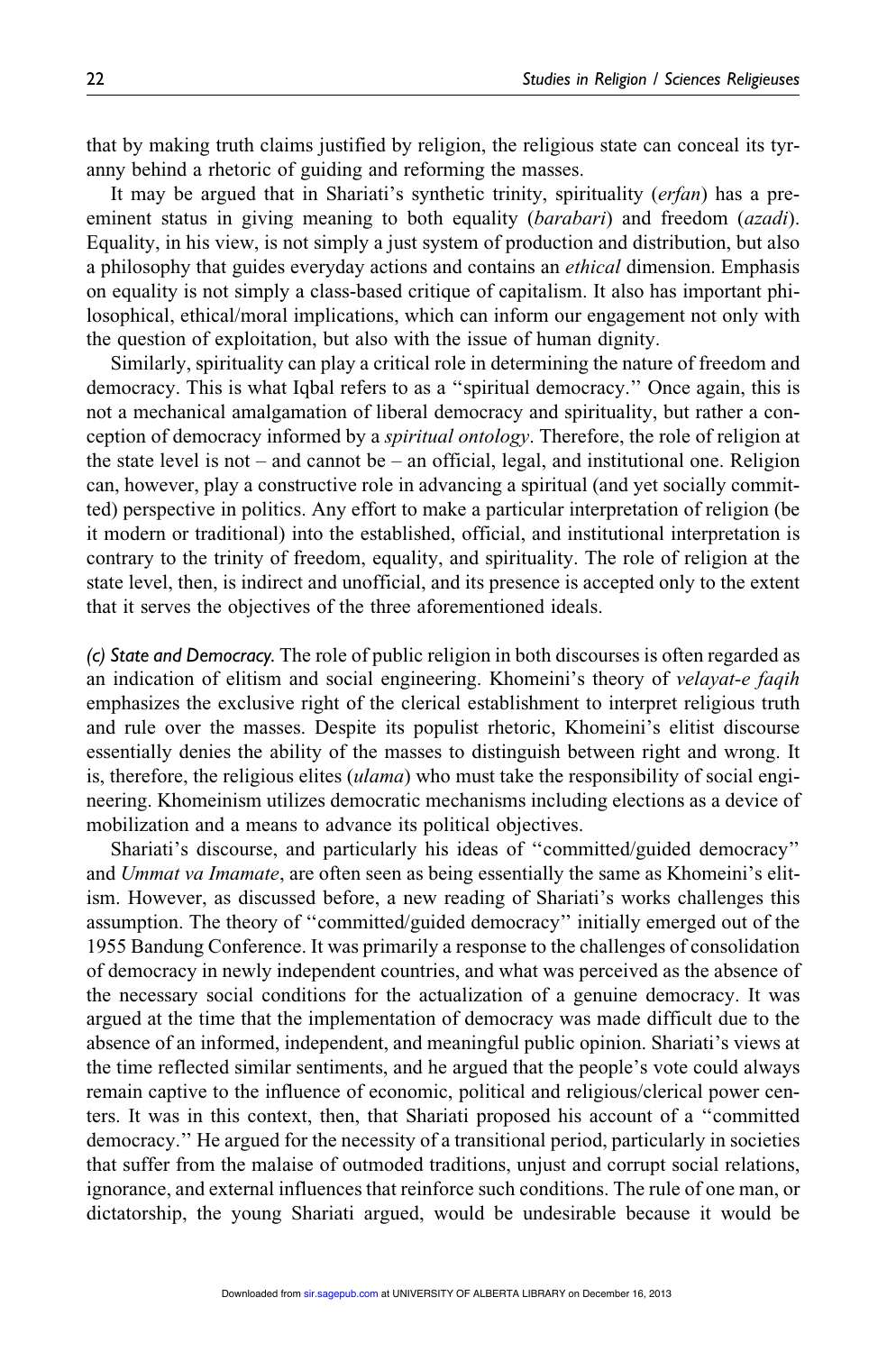that by making truth claims justified by religion, the religious state can conceal its tyranny behind a rhetoric of guiding and reforming the masses.

It may be argued that in Shariati's synthetic trinity, spirituality (*erfan*) has a pre-eminent status in giving meaning to both equality (*barabari*) and freedom (*azadi*). Equality, in his view, is not simply a just system of production and distribution, but also a philosophy that guides everyday actions and contains an *ethical* dimension. Emphasis on equality is not simply a class-based critique of capitalism. It also has important philosophical, ethical/moral implications, which can inform our engagement not only with the question of exploitation, but also with the issue of human dignity.

Similarly, spirituality can play a critical role in determining the nature of freedom and democracy. This is what Iqbal refers to as a "spiritual democracy." Once again, this is not a mechanical amalgamation of liberal democracy and spirituality, but rather a conception of democracy informed by a *spiritual ontology*. Therefore, the role of religion at the state level is not – and cannot be – an official, legal, and institutional one. Religion can, however, play a constructive role in advancing a spiritual (and yet socially committed) perspective in politics. Any effort to make a particular interpretation of religion (be it modern or traditional) into the established, official, and institutional interpretation is contrary to the trinity of freedom, equality, and spirituality. The role of religion at the state level, then, is indirect and unofficial, and its presence is accepted only to the extent that it serves the objectives of the three aforementioned ideals.

*(c) State and Democracy.* The role of public religion in both discourses is often regarded as an indication of elitism and social engineering. Khomeini's theory of *velayat-e faqih* emphasizes the exclusive right of the clerical establishment to interpret religious truth and rule over the masses. Despite its populist rhetoric, Khomeini's elitist discourse essentially denies the ability of the masses to distinguish between right and wrong. It is, therefore, the religious elites (*ulama*) who must take the responsibility of social engineering. Khomeinism utilizes democratic mechanisms including elections as a device of mobilization and a means to advance its political objectives.

Shariati's discourse, and particularly his ideas of "committed/guided democracy" and *Ummat va Imamate*, are often seen as being essentially the same as Khomeini's elitism. However, as discussed before, a new reading of Shariati's works challenges this assumption. The theory of "committed/guided democracy" initially emerged out of the 1955 Bandung Conference. It was primarily a response to the challenges of consolidation of democracy in newly independent countries, and what was perceived as the absence of the necessary social conditions for the actualization of a genuine democracy. It was argued at the time that the implementation of democracy was made difficult due to the absence of an informed, independent, and meaningful public opinion. Shariati's views at the time reflected similar sentiments, and he argued that the people's vote could always remain captive to the influence of economic, political and religious/clerical power centers. It was in this context, then, that Shariati proposed his account of a "committed democracy." He argued for the necessity of a transitional period, particularly in societies that suffer from the malaise of outmoded traditions, unjust and corrupt social relations, ignorance, and external influences that reinforce such conditions. The rule of one man, or dictatorship, the young Shariati argued, would be undesirable because it would be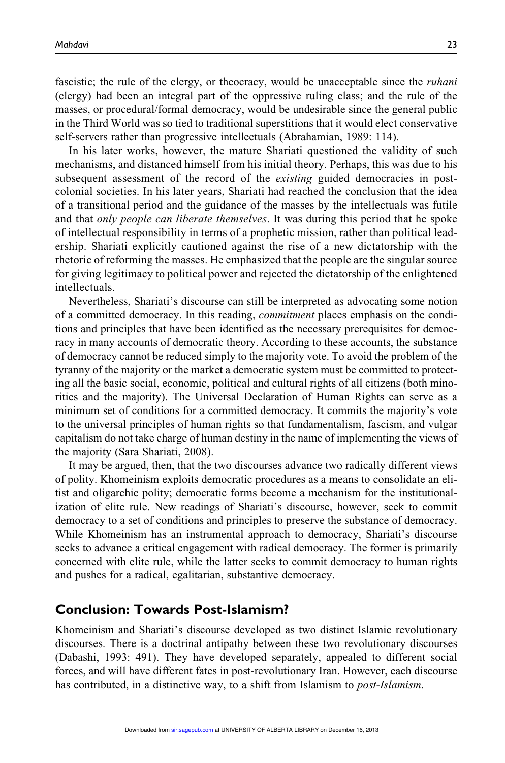fascistic; the rule of the clergy, or theocracy, would be unacceptable since the *ruhani* (clergy) had been an integral part of the oppressive ruling class; and the rule of the masses, or procedural/formal democracy, would be undesirable since the general public in the Third World was so tied to traditional superstitions that it would elect conservative self-servers rather than progressive intellectuals (Abrahamian, 1989: 114).

In his later works, however, the mature Shariati questioned the validity of such mechanisms, and distanced himself from his initial theory. Perhaps, this was due to his subsequent assessment of the record of the *existing* guided democracies in post-colonial societies. In his later years, Shariati had reached the conclusion that the idea of a transitional period and the guidance of the masses by the intellectuals was futile and that *only people can liberate themselves*. It was during this period that he spoke of intellectual responsibility in terms of a prophetic mission, rather than political leadership. Shariati explicitly cautioned against the rise of a new dictatorship with the rhetoric of reforming the masses. He emphasized that the people are the singular source for giving legitimacy to political power and rejected the dictatorship of the enlightened intellectuals.

Nevertheless, Shariati's discourse can still be interpreted as advocating some notion of a committed democracy. In this reading, *commitment* places emphasis on the conditions and principles that have been identified as the necessary prerequisites for democracy in many accounts of democratic theory. According to these accounts, the substance of democracy cannot be reduced simply to the majority vote. To avoid the problem of the tyranny of the majority or the market a democratic system must be committed to protecting all the basic social, economic, political and cultural rights of all citizens (both minorities and the majority). The Universal Declaration of Human Rights can serve as a minimum set of conditions for a committed democracy. It commits the majority's vote to the universal principles of human rights so that fundamentalism, fascism, and vulgar capitalism do not take charge of human destiny in the name of implementing the views of the majority (Sara Shariati, 2008).

It may be argued, then, that the two discourses advance two radically different views of polity. Khomeinism exploits democratic procedures as a means to consolidate an elitist and oligarchic polity; democratic forms become a mechanism for the institutionalization of elite rule. New readings of Shariati's discourse, however, seek to commit democracy to a set of conditions and principles to preserve the substance of democracy. While Khomeinism has an instrumental approach to democracy, Shariati's discourse seeks to advance a critical engagement with radical democracy. The former is primarily concerned with elite rule, while the latter seeks to commit democracy to human rights and pushes for a radical, egalitarian, substantive democracy.

## Conclusion: Towards Post-Islamism?

Khomeinism and Shariati's discourse developed as two distinct Islamic revolutionary discourses. There is a doctrinal antipathy between these two revolutionary discourses (Dabashi, 1993: 491). They have developed separately, appealed to different social forces, and will have different fates in post-revolutionary Iran. However, each discourse has contributed, in a distinctive way, to a shift from Islamism to *post-Islamism*.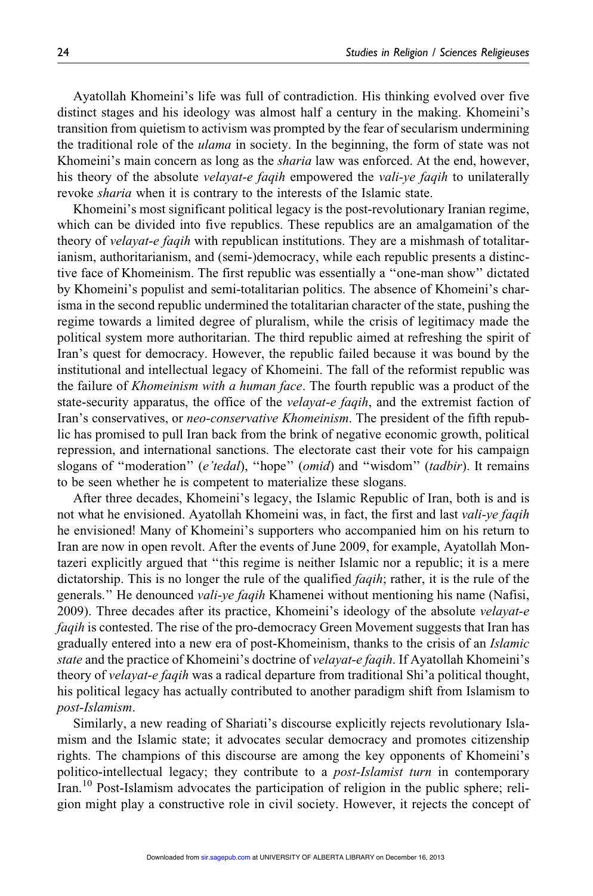Ayatollah Khomeini's life was full of contradiction. His thinking evolved over five distinct stages and his ideology was almost half a century in the making. Khomeini's transition from quietism to activism was prompted by the fear of secularism undermining the traditional role of the *ulama* in society. In the beginning, the form of state was not Khomeini's main concern as long as the *sharia* law was enforced. At the end, however, his theory of the absolute *velayat-e faqih* empowered the *vali-ye faqih* to unilaterally revoke *sharia* when it is contrary to the interests of the Islamic state.

Khomeini's most significant political legacy is the post-revolutionary Iranian regime, which can be divided into five republics. These republics are an amalgamation of the theory of *velayat-e faqih* with republican institutions. They are a mishmash of totalitarianism, authoritarianism, and (semi-)democracy, while each republic presents a distinctive face of Khomeinism. The first republic was essentially a ''one-man show'' dictated by Khomeini's populist and semi-totalitarian politics. The absence of Khomeini's charisma in the second republic undermined the totalitarian character of the state, pushing the regime towards a limited degree of pluralism, while the crisis of legitimacy made the political system more authoritarian. The third republic aimed at refreshing the spirit of Iran's quest for democracy. However, the republic failed because it was bound by the institutional and intellectual legacy of Khomeini. The fall of the reformist republic was the failure of *Khomeinism with a human face*. The fourth republic was a product of the state-security apparatus, the office of the *velayat-e faqih*, and the extremist faction of Iran's conservatives, or *neo-conservative Khomeinism*. The president of the fifth republic has promised to pull Iran back from the brink of negative economic growth, political repression, and international sanctions. The electorate cast their vote for his campaign slogans of ''moderation'' (*e'tedal*), ''hope'' (*omid*) and ''wisdom'' (*tadbir*). It remains to be seen whether he is competent to materialize these slogans.

After three decades, Khomeini's legacy, the Islamic Republic of Iran, both is and is not what he envisioned. Ayatollah Khomeini was, in fact, the first and last *vali-ye faqih* he envisioned! Many of Khomeini's supporters who accompanied him on his return to Iran are now in open revolt. After the events of June 2009, for example, Ayatollah Montazeri explicitly argued that ''this regime is neither Islamic nor a republic; it is a mere dictatorship. This is no longer the rule of the qualified *faqih*; rather, it is the rule of the generals.'' He denounced *vali-ye faqih* Khamenei without mentioning his name (Nafisi, 2009). Three decades after its practice, Khomeini's ideology of the absolute *velayat-e faqih* is contested. The rise of the pro-democracy Green Movement suggests that Iran has gradually entered into a new era of post-Khomeinism, thanks to the crisis of an *Islamic state* and the practice of Khomeini's doctrine of *velayat-e faqih*. If Ayatollah Khomeini's theory of *velayat-e faqih* was a radical departure from traditional Shi'a political thought, his political legacy has actually contributed to another paradigm shift from Islamism to *post-Islamism*.

Similarly, a new reading of Shariati's discourse explicitly rejects revolutionary Islamism and the Islamic state; it advocates secular democracy and promotes citizenship rights. The champions of this discourse are among the key opponents of Khomeini's politico-intellectual legacy; they contribute to a *post-Islamist turn* in contemporary Iran.[10] Post-Islamism advocates the participation of religion in the public sphere; religion might play a constructive role in civil society. However, it rejects the concept of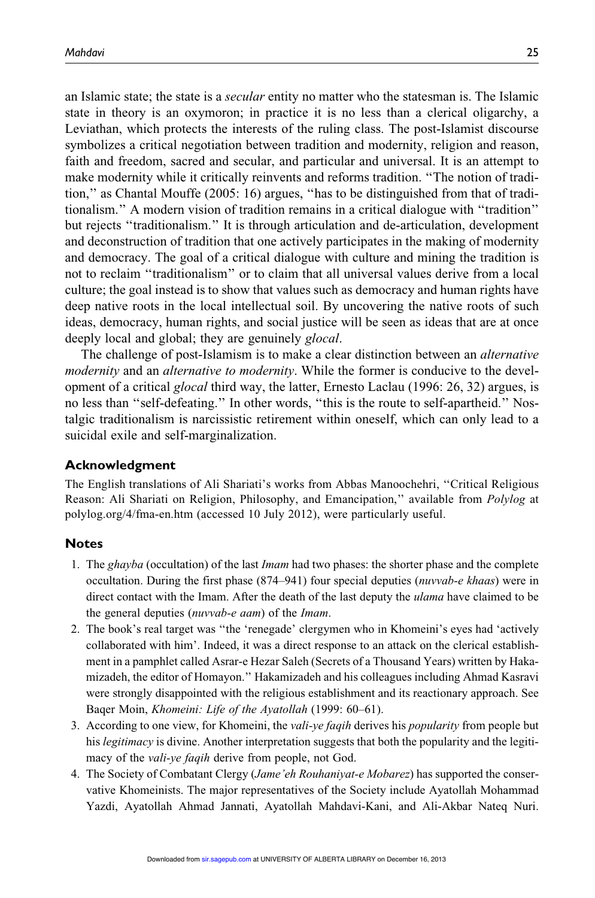an Islamic state; the state is a *secular* entity no matter who the statesman is. The Islamic state in theory is an oxymoron; in practice it is no less than a clerical oligarchy, a Leviathan, which protects the interests of the ruling class. The post-Islamist discourse symbolizes a critical negotiation between tradition and modernity, religion and reason, faith and freedom, sacred and secular, and particular and universal. It is an attempt to make modernity while it critically reinvents and reforms tradition. ''The notion of tradition,'' as Chantal Mouffe (2005: 16) argues, ''has to be distinguished from that of traditionalism.'' A modern vision of tradition remains in a critical dialogue with ''tradition'' but rejects ''traditionalism.'' It is through articulation and de-articulation, development and deconstruction of tradition that one actively participates in the making of modernity and democracy. The goal of a critical dialogue with culture and mining the tradition is not to reclaim ''traditionalism'' or to claim that all universal values derive from a local culture; the goal instead is to show that values such as democracy and human rights have deep native roots in the local intellectual soil. By uncovering the native roots of such ideas, democracy, human rights, and social justice will be seen as ideas that are at once deeply local and global; they are genuinely *glocal*.

The challenge of post-Islamism is to make a clear distinction between an *alternative modernity* and an *alternative to modernity*. While the former is conducive to the development of a critical *glocal* third way, the latter, Ernesto Laclau (1996: 26, 32) argues, is no less than ''self-defeating.'' In other words, ''this is the route to self-apartheid.'' Nostalgic traditionalism is narcissistic retirement within oneself, which can only lead to a suicidal exile and self-marginalization.

## Acknowledgment

The English translations of Ali Shariati's works from Abbas Manoochehri, ''Critical Religious Reason: Ali Shariati on Religion, Philosophy, and Emancipation,'' available from *Polylog* at polylog.org/4/fma-en.htm (accessed 10 July 2012), were particularly useful.

## Notes

1. The *ghayba* (occultation) of the last *Imam* had two phases: the shorter phase and the complete occultation. During the first phase (874–941) four special deputies (*nuvvab-e khaas*) were in direct contact with the Imam. After the death of the last deputy the *ulama* have claimed to be the general deputies (*nuvvab-e aam*) of the *Imam*.
2. The book's real target was ''the 'renegade' clergymen who in Khomeini's eyes had 'actively collaborated with him'. Indeed, it was a direct response to an attack on the clerical establishment in a pamphlet called Asrar-e Hezar Saleh (Secrets of a Thousand Years) written by Hakamizadeh, the editor of Homayon.'' Hakamizadeh and his colleagues including Ahmad Kasravi were strongly disappointed with the religious establishment and its reactionary approach. See Baqer Moin, *Khomeini: Life of the Ayatollah* (1999: 60–61).
3. According to one view, for Khomeini, the *vali-ye faqih* derives his *popularity* from people but his *legitimacy* is divine. Another interpretation suggests that both the popularity and the legitimacy of the *vali-ye faqih* derive from people, not God.
4. The Society of Combatant Clergy (*Jame'eh Rouhaniyat-e Mobarez*) has supported the conservative Khomeinists. The major representatives of the Society include Ayatollah Mohammad Yazdi, Ayatollah Ahmad Jannati, Ayatollah Mahdavi-Kani, and Ali-Akbar Nateq Nuri.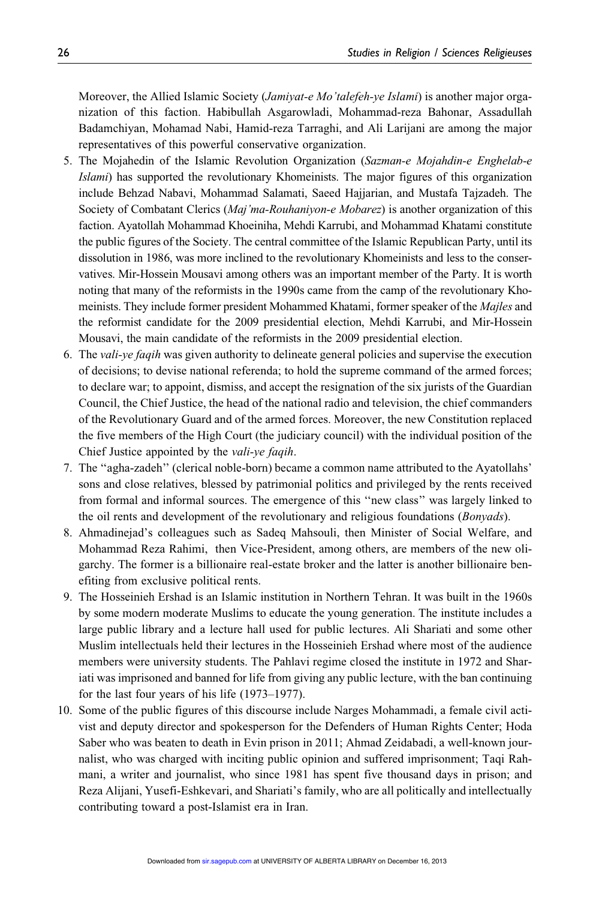Moreover, the Allied Islamic Society (*Jamiyat-e Mo'talefeh-ye Islami*) is another major organization of this faction. Habibullah Asgarowladi, Mohammad-reza Bahonar, Assadullah Badamchiyan, Mohamad Nabi, Hamid-reza Tarraghi, and Ali Larijani are among the major representatives of this powerful conservative organization.

5. The Mojahedin of the Islamic Revolution Organization (*Sazman-e Mojahdin-e Enghelab-e Islami*) has supported the revolutionary Khomeinists. The major figures of this organization include Behzad Nabavi, Mohammad Salamati, Saeed Hajjarian, and Mustafa Tajzadeh. The Society of Combatant Clerics (*Maj'ma-Rouhaniyon-e Mobarez*) is another organization of this faction. Ayatollah Mohammad Khoeiniha, Mehdi Karrubi, and Mohammad Khatami constitute the public figures of the Society. The central committee of the Islamic Republican Party, until its dissolution in 1986, was more inclined to the revolutionary Khomeinists and less to the conservatives. Mir-Hossein Mousavi among others was an important member of the Party. It is worth noting that many of the reformists in the 1990s came from the camp of the revolutionary Khomeinists. They include former president Mohammed Khatami, former speaker of the *Majles* and the reformist candidate for the 2009 presidential election, Mehdi Karrubi, and Mir-Hossein Mousavi, the main candidate of the reformists in the 2009 presidential election.
6. The *vali-ye faqih* was given authority to delineate general policies and supervise the execution of decisions; to devise national referenda; to hold the supreme command of the armed forces; to declare war; to appoint, dismiss, and accept the resignation of the six jurists of the Guardian Council, the Chief Justice, the head of the national radio and television, the chief commanders of the Revolutionary Guard and of the armed forces. Moreover, the new Constitution replaced the five members of the High Court (the judiciary council) with the individual position of the Chief Justice appointed by the *vali-ye faqih*.
7. The ''agha-zadeh'' (clerical noble-born) became a common name attributed to the Ayatollahs' sons and close relatives, blessed by patrimonial politics and privileged by the rents received from formal and informal sources. The emergence of this ''new class'' was largely linked to the oil rents and development of the revolutionary and religious foundations (*Bonyads*).
8. Ahmadinejad's colleagues such as Sadeq Mahsouli, then Minister of Social Welfare, and Mohammad Reza Rahimi, then Vice-President, among others, are members of the new oligarchy. The former is a billionaire real-estate broker and the latter is another billionaire benefiting from exclusive political rents.
9. The Hosseinieh Ershad is an Islamic institution in Northern Tehran. It was built in the 1960s by some modern moderate Muslims to educate the young generation. The institute includes a large public library and a lecture hall used for public lectures. Ali Shariati and some other Muslim intellectuals held their lectures in the Hosseinieh Ershad where most of the audience members were university students. The Pahlavi regime closed the institute in 1972 and Shariati was imprisoned and banned for life from giving any public lecture, with the ban continuing for the last four years of his life (1973–1977).
10. Some of the public figures of this discourse include Narges Mohammadi, a female civil activist and deputy director and spokesperson for the Defenders of Human Rights Center; Hoda Saber who was beaten to death in Evin prison in 2011; Ahmad Zeidabadi, a well-known journalist, who was charged with inciting public opinion and suffered imprisonment; Taqi Rahmani, a writer and journalist, who since 1981 has spent five thousand days in prison; and Reza Alijani, Yusefi-Eshkevari, and Shariati's family, who are all politically and intellectually contributing toward a post-Islamist era in Iran.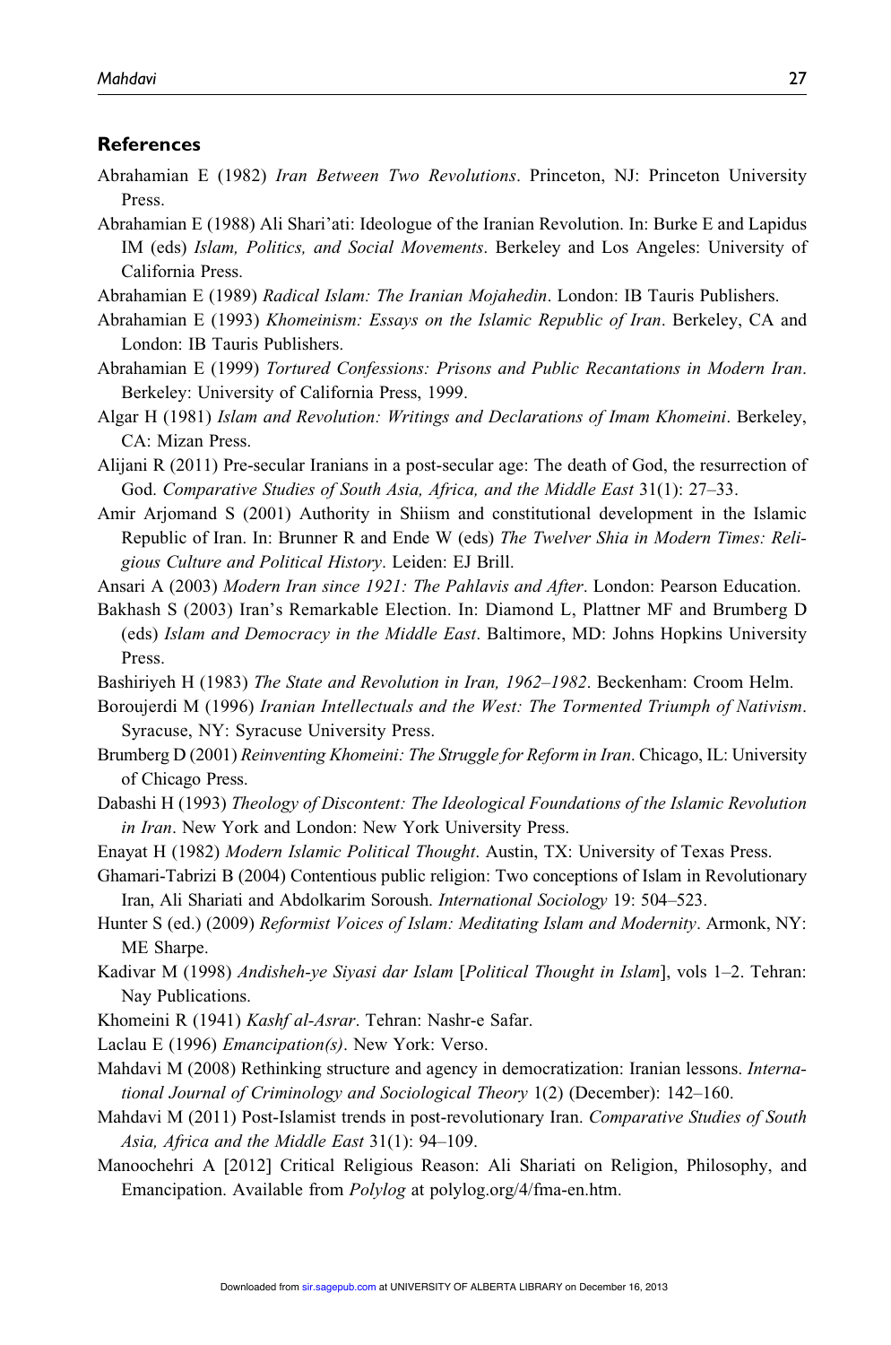## References

Abrahamian E (1982) *Iran Between Two Revolutions*. Princeton, NJ: Princeton University Press.

Abrahamian E (1988) Ali Shari'ati: Ideologue of the Iranian Revolution. In: Burke E and Lapidus IM (eds) *Islam, Politics, and Social Movements*. Berkeley and Los Angeles: University of California Press.

Abrahamian E (1989) *Radical Islam: The Iranian Mojahedin*. London: IB Tauris Publishers.

Abrahamian E (1993) *Khomeinism: Essays on the Islamic Republic of Iran*. Berkeley, CA and London: IB Tauris Publishers.

Abrahamian E (1999) *Tortured Confessions: Prisons and Public Recantations in Modern Iran*. Berkeley: University of California Press, 1999.

Algar H (1981) *Islam and Revolution: Writings and Declarations of Imam Khomeini*. Berkeley, CA: Mizan Press.

Alijani R (2011) Pre-secular Iranians in a post-secular age: The death of God, the resurrection of God. *Comparative Studies of South Asia, Africa, and the Middle East* 31(1): 27–33.

Amir Arjomand S (2001) Authority in Shiism and constitutional development in the Islamic Republic of Iran. In: Brunner R and Ende W (eds) *The Twelver Shia in Modern Times: Religious Culture and Political History*. Leiden: EJ Brill.

Ansari A (2003) *Modern Iran since 1921: The Pahlavis and After*. London: Pearson Education.

Bakhash S (2003) Iran's Remarkable Election. In: Diamond L, Plattner MF and Brumberg D (eds) *Islam and Democracy in the Middle East*. Baltimore, MD: Johns Hopkins University Press.

Bashiriyeh H (1983) *The State and Revolution in Iran, 1962–1982*. Beckenham: Croom Helm.

Boroujerdi M (1996) *Iranian Intellectuals and the West: The Tormented Triumph of Nativism*. Syracuse, NY: Syracuse University Press.

Brumberg D (2001) *Reinventing Khomeini: The Struggle for Reform in Iran*. Chicago, IL: University of Chicago Press.

Dabashi H (1993) *Theology of Discontent: The Ideological Foundations of the Islamic Revolution in Iran*. New York and London: New York University Press.

Enayat H (1982) *Modern Islamic Political Thought*. Austin, TX: University of Texas Press.

Ghamari-Tabrizi B (2004) Contentious public religion: Two conceptions of Islam in Revolutionary Iran, Ali Shariati and Abdolkarim Soroush. *International Sociology* 19: 504–523.

Hunter S (ed.) (2009) *Reformist Voices of Islam: Meditating Islam and Modernity*. Armonk, NY: ME Sharpe.

Kadivar M (1998) *Andisheh-ye Siyasi dar Islam* [*Political Thought in Islam*], vols 1–2. Tehran: Nay Publications.

Khomeini R (1941) *Kashf al-Asrar*. Tehran: Nashr-e Safar.

Laclau E (1996) *Emancipation(s)*. New York: Verso.

Mahdavi M (2008) Rethinking structure and agency in democratization: Iranian lessons. *International Journal of Criminology and Sociological Theory* 1(2) (December): 142–160.

Mahdavi M (2011) Post-Islamist trends in post-revolutionary Iran. *Comparative Studies of South Asia, Africa and the Middle East* 31(1): 94–109.

Manoochehri A [2012] Critical Religious Reason: Ali Shariati on Religion, Philosophy, and Emancipation. Available from *Polylog* at polylog.org/4/fma-en.htm.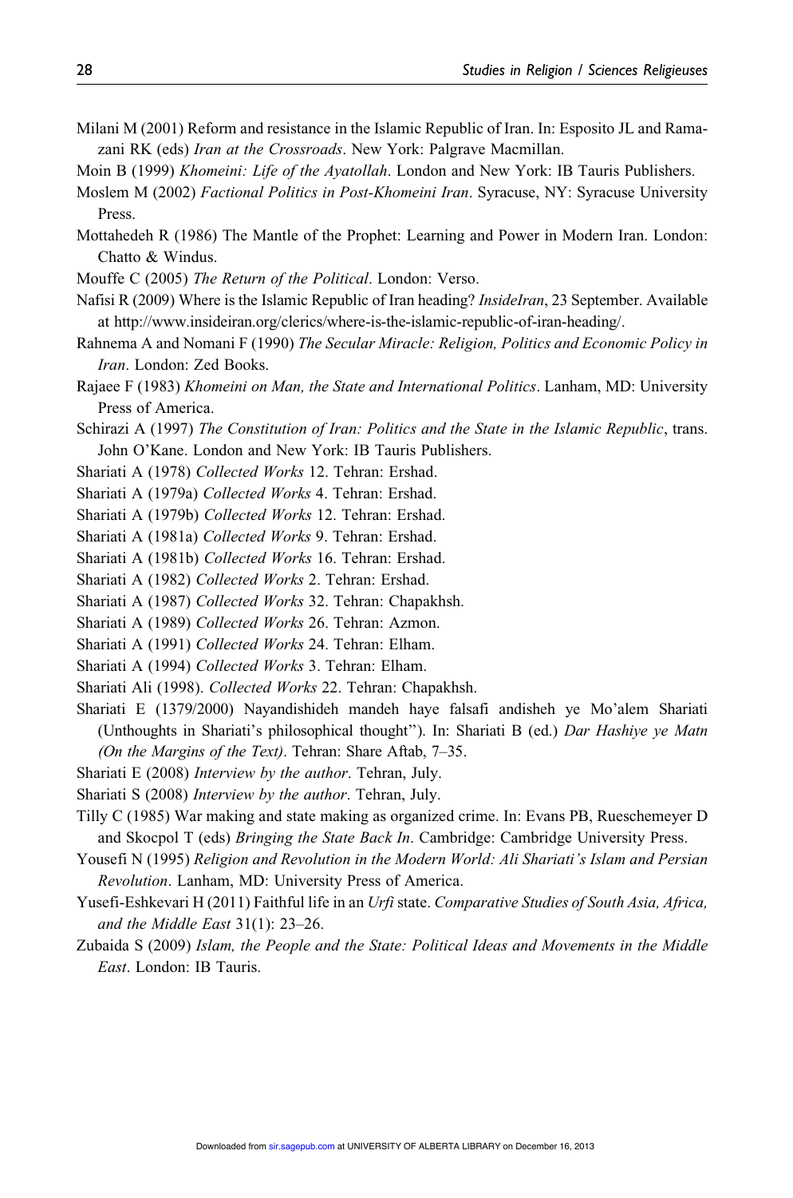Milani M (2001) Reform and resistance in the Islamic Republic of Iran. In: Esposito JL and Ramazani RK (eds) *Iran at the Crossroads*. New York: Palgrave Macmillan.

Moin B (1999) *Khomeini: Life of the Ayatollah*. London and New York: IB Tauris Publishers.

Moslem M (2002) *Factional Politics in Post-Khomeini Iran*. Syracuse, NY: Syracuse University Press.

Mottahedeh R (1986) The Mantle of the Prophet: Learning and Power in Modern Iran. London: Chatto & Windus.

Mouffe C (2005) *The Return of the Political*. London: Verso.

Nafisi R (2009) Where is the Islamic Republic of Iran heading? *InsideIran*, 23 September. Available at http://www.insideiran.org/clerics/where-is-the-islamic-republic-of-iran-heading/.

Rahnema A and Nomani F (1990) *The Secular Miracle: Religion, Politics and Economic Policy in Iran*. London: Zed Books.

Rajaee F (1983) *Khomeini on Man, the State and International Politics*. Lanham, MD: University Press of America.

Schirazi A (1997) *The Constitution of Iran: Politics and the State in the Islamic Republic*, trans. John O'Kane. London and New York: IB Tauris Publishers.

Shariati A (1978) *Collected Works* 12. Tehran: Ershad.

Shariati A (1979a) *Collected Works* 4. Tehran: Ershad.

Shariati A (1979b) *Collected Works* 12. Tehran: Ershad.

Shariati A (1981a) *Collected Works* 9. Tehran: Ershad.

Shariati A (1981b) *Collected Works* 16. Tehran: Ershad.

Shariati A (1982) *Collected Works* 2. Tehran: Ershad.

Shariati A (1987) *Collected Works* 32. Tehran: Chapakhsh.

Shariati A (1989) *Collected Works* 26. Tehran: Azmon.

Shariati A (1991) *Collected Works* 24. Tehran: Elham.

Shariati A (1994) *Collected Works* 3. Tehran: Elham.

Shariati Ali (1998). *Collected Works* 22. Tehran: Chapakhsh.

Shariati E (1379/2000) Nayandishideh mandeh haye falsafi andisheh ye Mo'alem Shariati (Unthoughts in Shariati's philosophical thought''). In: Shariati B (ed.) *Dar Hashiye ye Matn (On the Margins of the Text)*. Tehran: Share Aftab, 7–35.

Shariati E (2008) *Interview by the author*. Tehran, July.

Shariati S (2008) *Interview by the author*. Tehran, July.

Tilly C (1985) War making and state making as organized crime. In: Evans PB, Rueschemeyer D and Skocpol T (eds) *Bringing the State Back In*. Cambridge: Cambridge University Press.

Yousefi N (1995) *Religion and Revolution in the Modern World: Ali Shariati's Islam and Persian Revolution*. Lanham, MD: University Press of America.

Yusefi-Eshkevari H (2011) Faithful life in an *Urfi* state. *Comparative Studies of South Asia, Africa, and the Middle East* 31(1): 23–26.

Zubaida S (2009) *Islam, the People and the State: Political Ideas and Movements in the Middle East*. London: IB Tauris.